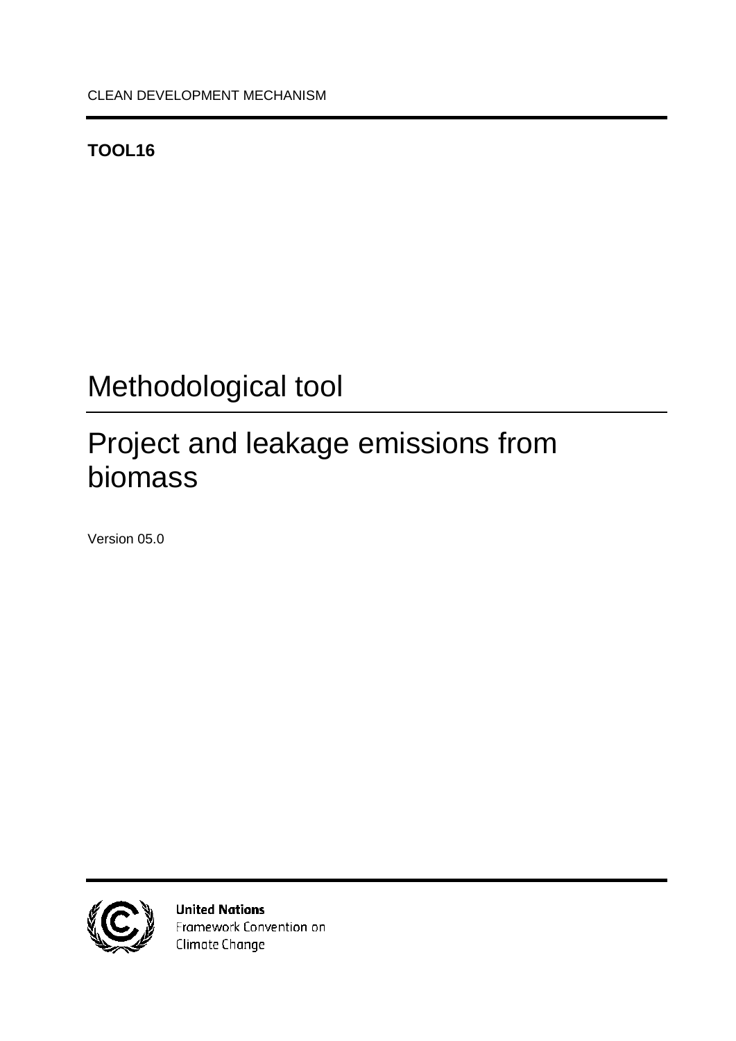CLEAN DEVELOPMENT MECHANISM

**TOOL16**

# Methodological tool

# Project and leakage emissions from biomass

Version 05.0

**United Nations**
Framework Convention on
Climate Change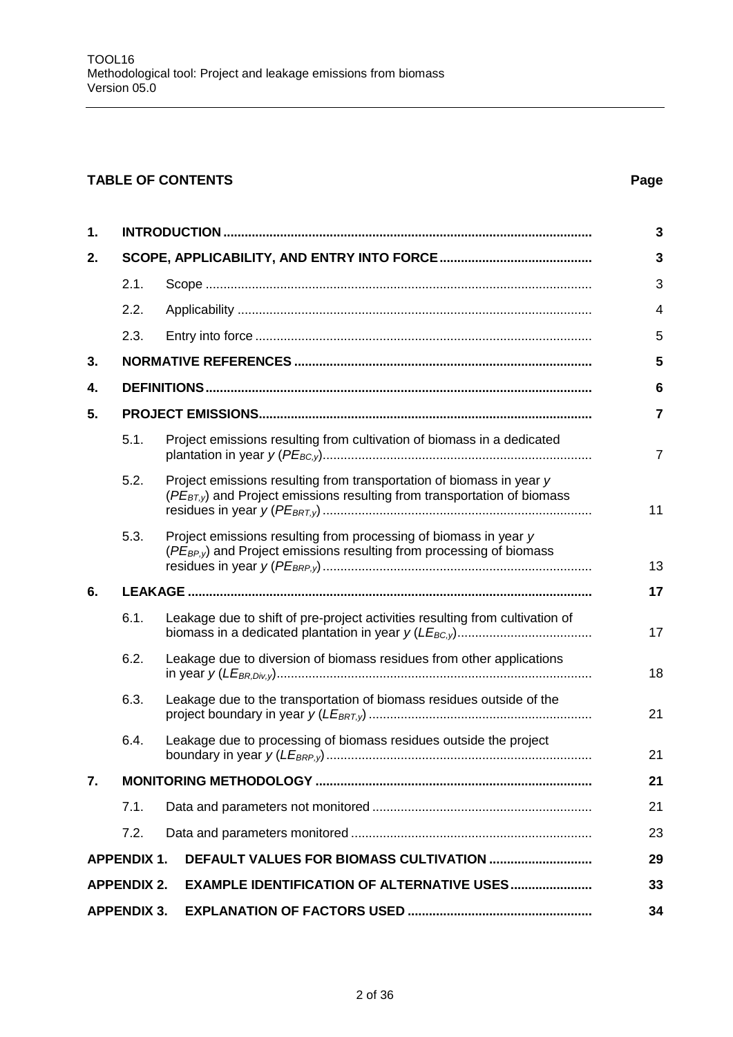**TABLE OF CONTENTS** **Page**

| | | | |
|---|---|---|---|
| 1. | **INTRODUCTION** | | **3** |
| 2. | **SCOPE, APPLICABILITY, AND ENTRY INTO FORCE** | | **3** |
| | 2.1. | Scope | 3 |
| | 2.2. | Applicability | 4 |
| | 2.3. | Entry into force | 5 |
| 3. | **NORMATIVE REFERENCES** | | **5** |
| 4. | **DEFINITIONS** | | **6** |
| 5. | **PROJECT EMISSIONS** | | **7** |
| | 5.1. | Project emissions resulting from cultivation of biomass in a dedicated plantation in year *y* ($PE_{BC,y}$) | 7 |
| | 5.2. | Project emissions resulting from transportation of biomass in year *y* ($PE_{BT,y}$) and Project emissions resulting from transportation of biomass residues in year *y* ($PE_{BRT,y}$) | 11 |
| | 5.3. | Project emissions resulting from processing of biomass in year *y* ($PE_{BP,y}$) and Project emissions resulting from processing of biomass residues in year *y* ($PE_{BRP,y}$) | 13 |
| 6. | **LEAKAGE** | | **17** |
| | 6.1. | Leakage due to shift of pre-project activities resulting from cultivation of biomass in a dedicated plantation in year *y* ($LE_{BC,y}$) | 17 |
| | 6.2. | Leakage due to diversion of biomass residues from other applications in year *y* ($LE_{BR,Div,y}$) | 18 |
| | 6.3. | Leakage due to the transportation of biomass residues outside of the project boundary in year *y* ($LE_{BRT,y}$) | 21 |
| | 6.4. | Leakage due to processing of biomass residues outside the project boundary in year *y* ($LE_{BRP,y}$) | 21 |
| 7. | **MONITORING METHODOLOGY** | | **21** |
| | 7.1. | Data and parameters not monitored | 21 |
| | 7.2. | Data and parameters monitored | 23 |
| **APPENDIX 1.** | **DEFAULT VALUES FOR BIOMASS CULTIVATION** | | **29** |
| **APPENDIX 2.** | **EXAMPLE IDENTIFICATION OF ALTERNATIVE USES** | | **33** |
| **APPENDIX 3.** | **EXPLANATION OF FACTORS USED** | | **34** |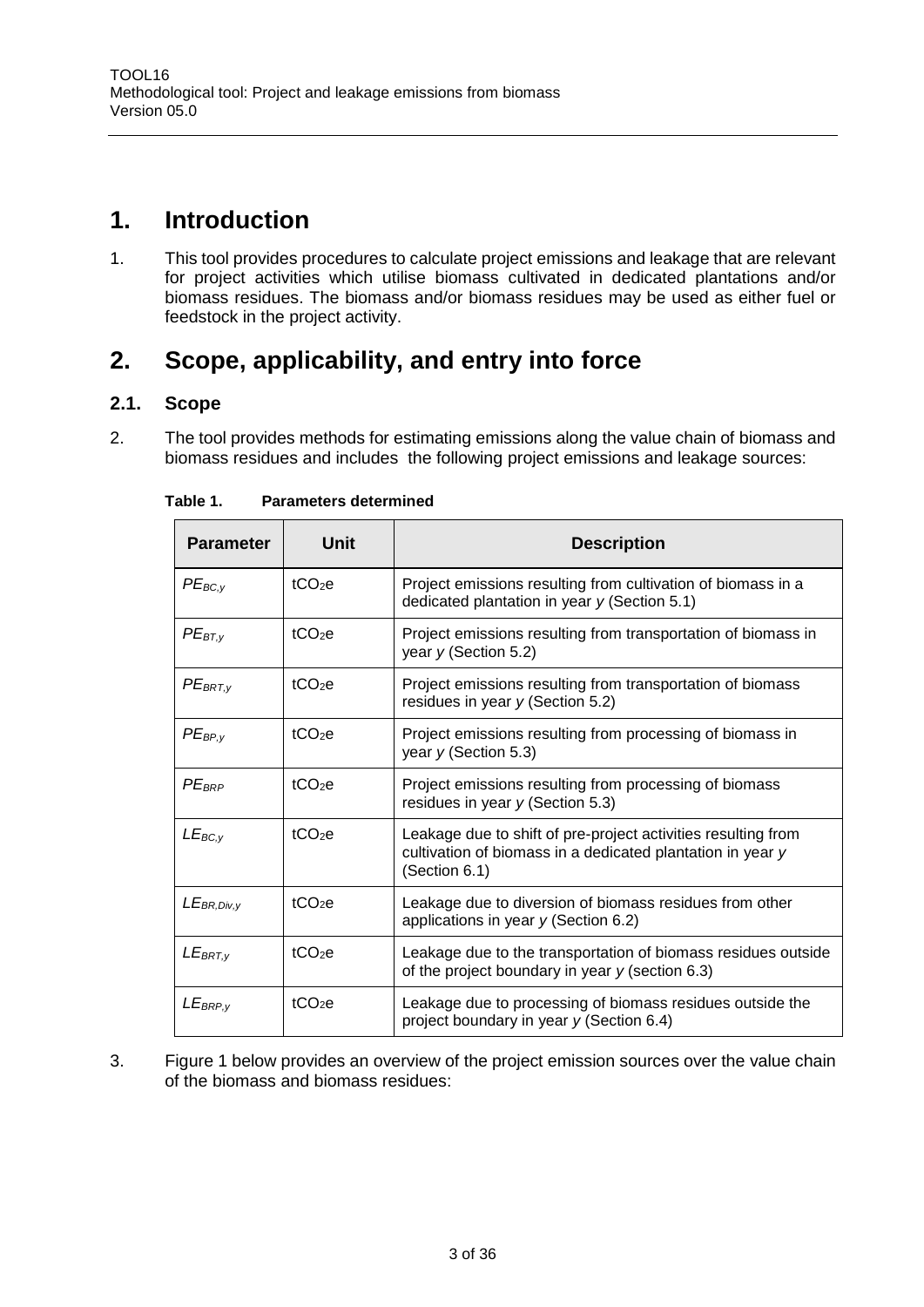# 1. Introduction

1. This tool provides procedures to calculate project emissions and leakage that are relevant for project activities which utilise biomass cultivated in dedicated plantations and/or biomass residues. The biomass and/or biomass residues may be used as either fuel or feedstock in the project activity.

# 2. Scope, applicability, and entry into force

## 2.1. Scope

2. The tool provides methods for estimating emissions along the value chain of biomass and biomass residues and includes the following project emissions and leakage sources:

**Table 1. Parameters determined**

| Parameter | Unit | Description |
|---|---|---|
| $PE_{BC,y}$ | $tCO_2e$ | Project emissions resulting from cultivation of biomass in a dedicated plantation in year *y* (Section 5.1) |
| $PE_{BT,y}$ | $tCO_2e$ | Project emissions resulting from transportation of biomass in year *y* (Section 5.2) |
| $PE_{BRT,y}$ | $tCO_2e$ | Project emissions resulting from transportation of biomass residues in year *y* (Section 5.2) |
| $PE_{BP,y}$ | $tCO_2e$ | Project emissions resulting from processing of biomass in year *y* (Section 5.3) |
| $PE_{BRP}$ | $tCO_2e$ | Project emissions resulting from processing of biomass residues in year *y* (Section 5.3) |
| $LE_{BC,y}$ | $tCO_2e$ | Leakage due to shift of pre-project activities resulting from cultivation of biomass in a dedicated plantation in year *y* (Section 6.1) |
| $LE_{BR,Div,y}$ | $tCO_2e$ | Leakage due to diversion of biomass residues from other applications in year *y* (Section 6.2) |
| $LE_{BRT,y}$ | $tCO_2e$ | Leakage due to the transportation of biomass residues outside of the project boundary in year *y* (section 6.3) |
| $LE_{BRP,y}$ | $tCO_2e$ | Leakage due to processing of biomass residues outside the project boundary in year *y* (Section 6.4) |

3. Figure 1 below provides an overview of the project emission sources over the value chain of the biomass and biomass residues: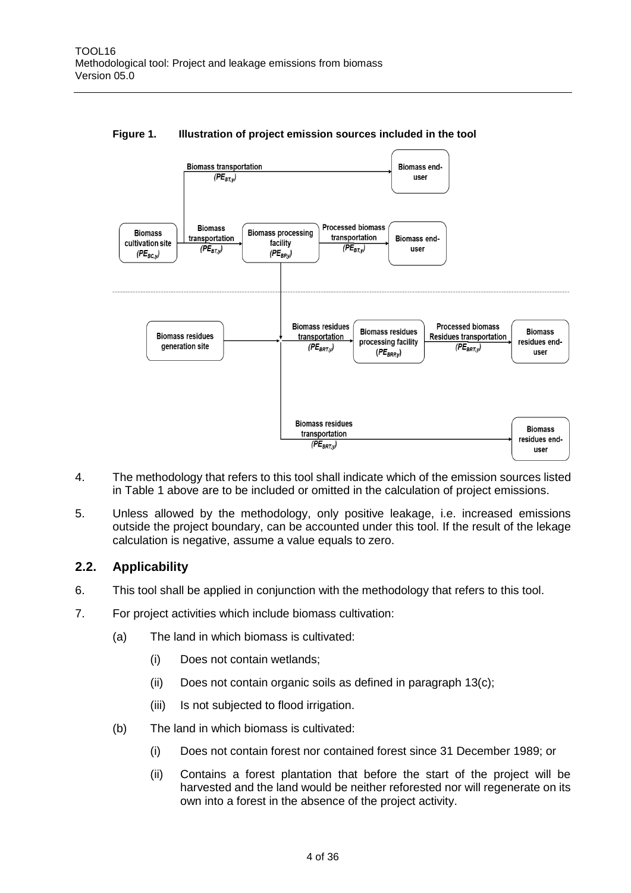**Figure 1. Illustration of project emission sources included in the tool**

4. The methodology that refers to this tool shall indicate which of the emission sources listed in Table 1 above are to be included or omitted in the calculation of project emissions.

5. Unless allowed by the methodology, only positive leakage, i.e. increased emissions outside the project boundary, can be accounted under this tool. If the result of the lekage calculation is negative, assume a value equals to zero.

## 2.2. Applicability

6. This tool shall be applied in conjunction with the methodology that refers to this tool.

7. For project activities which include biomass cultivation:

   (a) The land in which biomass is cultivated:

      (i) Does not contain wetlands;

      (ii) Does not contain organic soils as defined in paragraph 13(c);

      (iii) Is not subjected to flood irrigation.

   (b) The land in which biomass is cultivated:

      (i) Does not contain forest nor contained forest since 31 December 1989; or

      (ii) Contains a forest plantation that before the start of the project will be harvested and the land would be neither reforested nor will regenerate on its own into a forest in the absence of the project activity.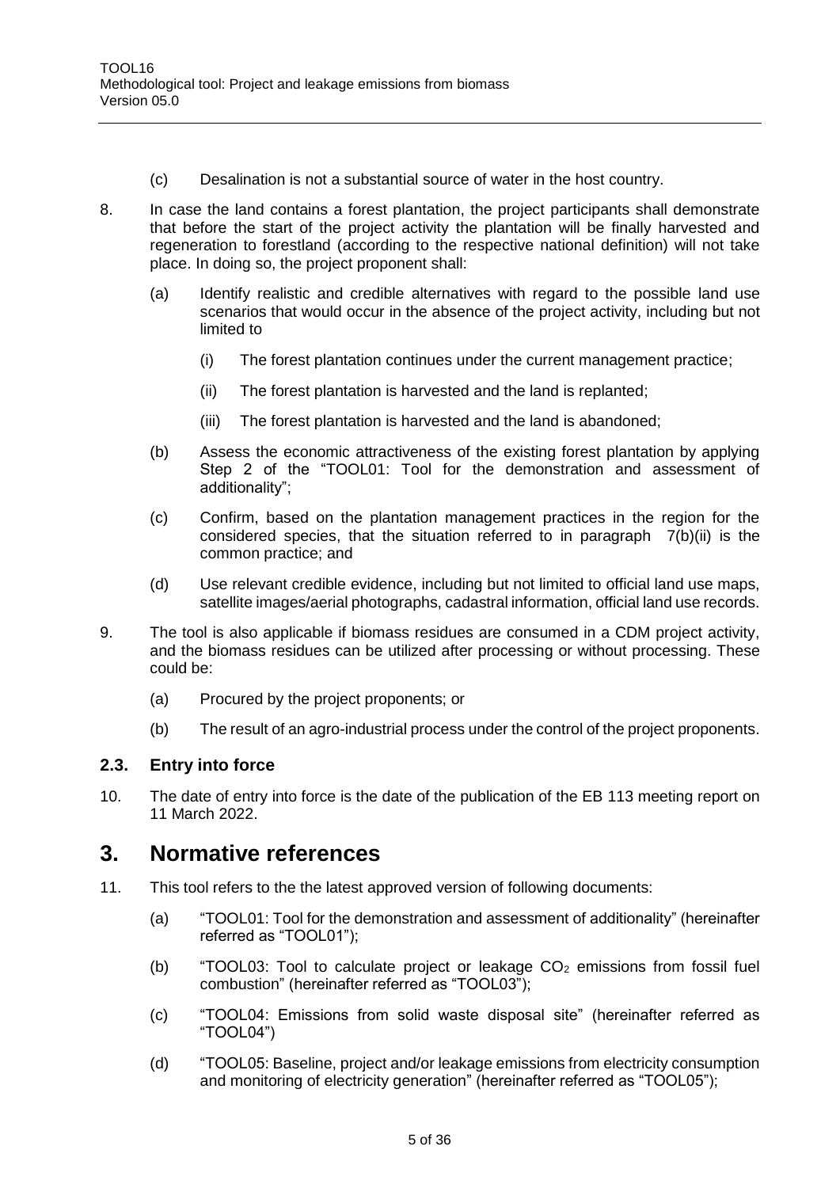(c) Desalination is not a substantial source of water in the host country.

8. In case the land contains a forest plantation, the project participants shall demonstrate that before the start of the project activity the plantation will be finally harvested and regeneration to forestland (according to the respective national definition) will not take place. In doing so, the project proponent shall:

    (a) Identify realistic and credible alternatives with regard to the possible land use scenarios that would occur in the absence of the project activity, including but not limited to

        (i) The forest plantation continues under the current management practice;

        (ii) The forest plantation is harvested and the land is replanted;

        (iii) The forest plantation is harvested and the land is abandoned;

    (b) Assess the economic attractiveness of the existing forest plantation by applying Step 2 of the "TOOL01: Tool for the demonstration and assessment of additionality";

    (c) Confirm, based on the plantation management practices in the region for the considered species, that the situation referred to in paragraph 7(b)(ii) is the common practice; and

    (d) Use relevant credible evidence, including but not limited to official land use maps, satellite images/aerial photographs, cadastral information, official land use records.

9. The tool is also applicable if biomass residues are consumed in a CDM project activity, and the biomass residues can be utilized after processing or without processing. These could be:

    (a) Procured by the project proponents; or

    (b) The result of an agro-industrial process under the control of the project proponents.

### 2.3. Entry into force

10. The date of entry into force is the date of the publication of the EB 113 meeting report on 11 March 2022.

## 3. Normative references

11. This tool refers to the the latest approved version of following documents:

    (a) "TOOL01: Tool for the demonstration and assessment of additionality" (hereinafter referred as "TOOL01");

    (b) "TOOL03: Tool to calculate project or leakage $CO_2$ emissions from fossil fuel combustion" (hereinafter referred as "TOOL03");

    (c) "TOOL04: Emissions from solid waste disposal site" (hereinafter referred as "TOOL04")

    (d) "TOOL05: Baseline, project and/or leakage emissions from electricity consumption and monitoring of electricity generation" (hereinafter referred as "TOOL05");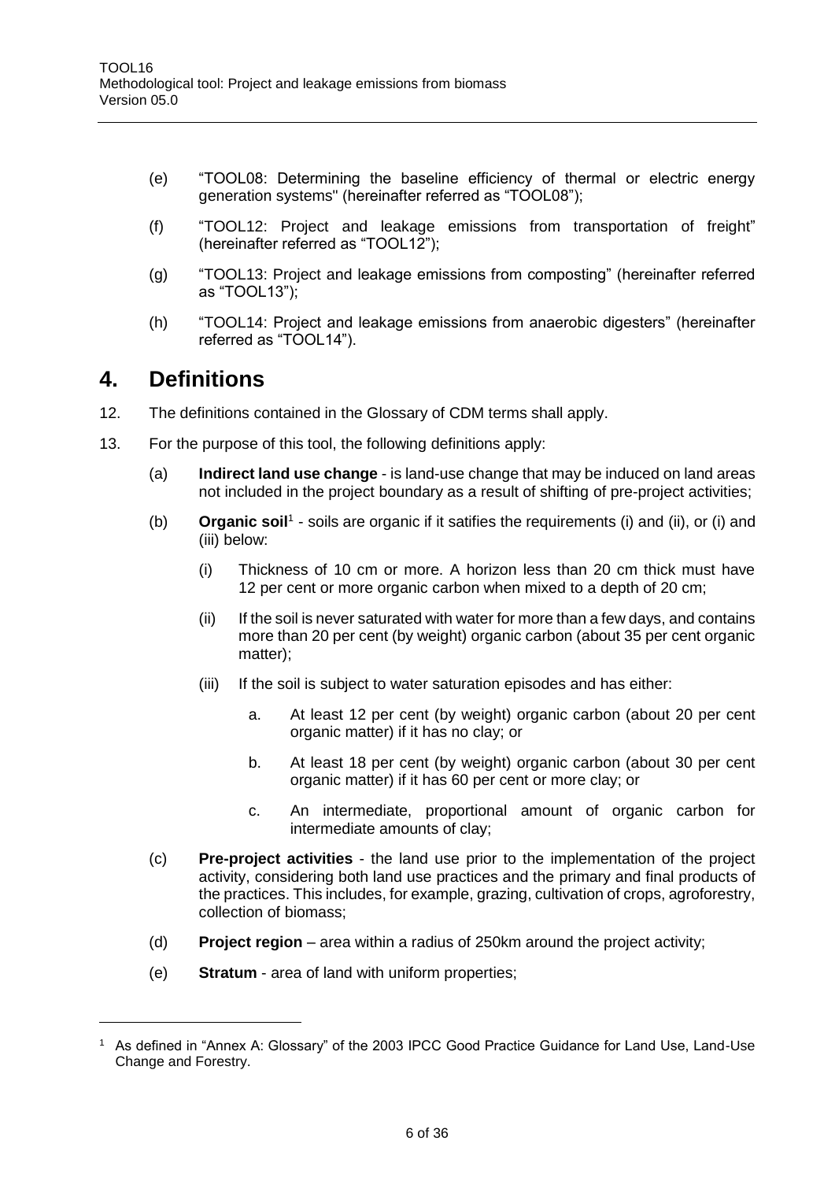(e) "TOOL08: Determining the baseline efficiency of thermal or electric energy generation systems" (hereinafter referred as "TOOL08");

(f) "TOOL12: Project and leakage emissions from transportation of freight" (hereinafter referred as "TOOL12");

(g) "TOOL13: Project and leakage emissions from composting" (hereinafter referred as "TOOL13");

(h) "TOOL14: Project and leakage emissions from anaerobic digesters" (hereinafter referred as "TOOL14").

# 4. Definitions

12. The definitions contained in the Glossary of CDM terms shall apply.

13. For the purpose of this tool, the following definitions apply:

(a) **Indirect land use change** - is land-use change that may be induced on land areas not included in the project boundary as a result of shifting of pre-project activities;

(b) **Organic soil**[1] - soils are organic if it satifies the requirements (i) and (ii), or (i) and (iii) below:

(i) Thickness of 10 cm or more. A horizon less than 20 cm thick must have 12 per cent or more organic carbon when mixed to a depth of 20 cm;

(ii) If the soil is never saturated with water for more than a few days, and contains more than 20 per cent (by weight) organic carbon (about 35 per cent organic matter);

(iii) If the soil is subject to water saturation episodes and has either:

a. At least 12 per cent (by weight) organic carbon (about 20 per cent organic matter) if it has no clay; or

b. At least 18 per cent (by weight) organic carbon (about 30 per cent organic matter) if it has 60 per cent or more clay; or

c. An intermediate, proportional amount of organic carbon for intermediate amounts of clay;

(c) **Pre-project activities** - the land use prior to the implementation of the project activity, considering both land use practices and the primary and final products of the practices. This includes, for example, grazing, cultivation of crops, agroforestry, collection of biomass;

(d) **Project region** – area within a radius of 250km around the project activity;

(e) **Stratum** - area of land with uniform properties;

---

[1] As defined in "Annex A: Glossary" of the 2003 IPCC Good Practice Guidance for Land Use, Land-Use Change and Forestry.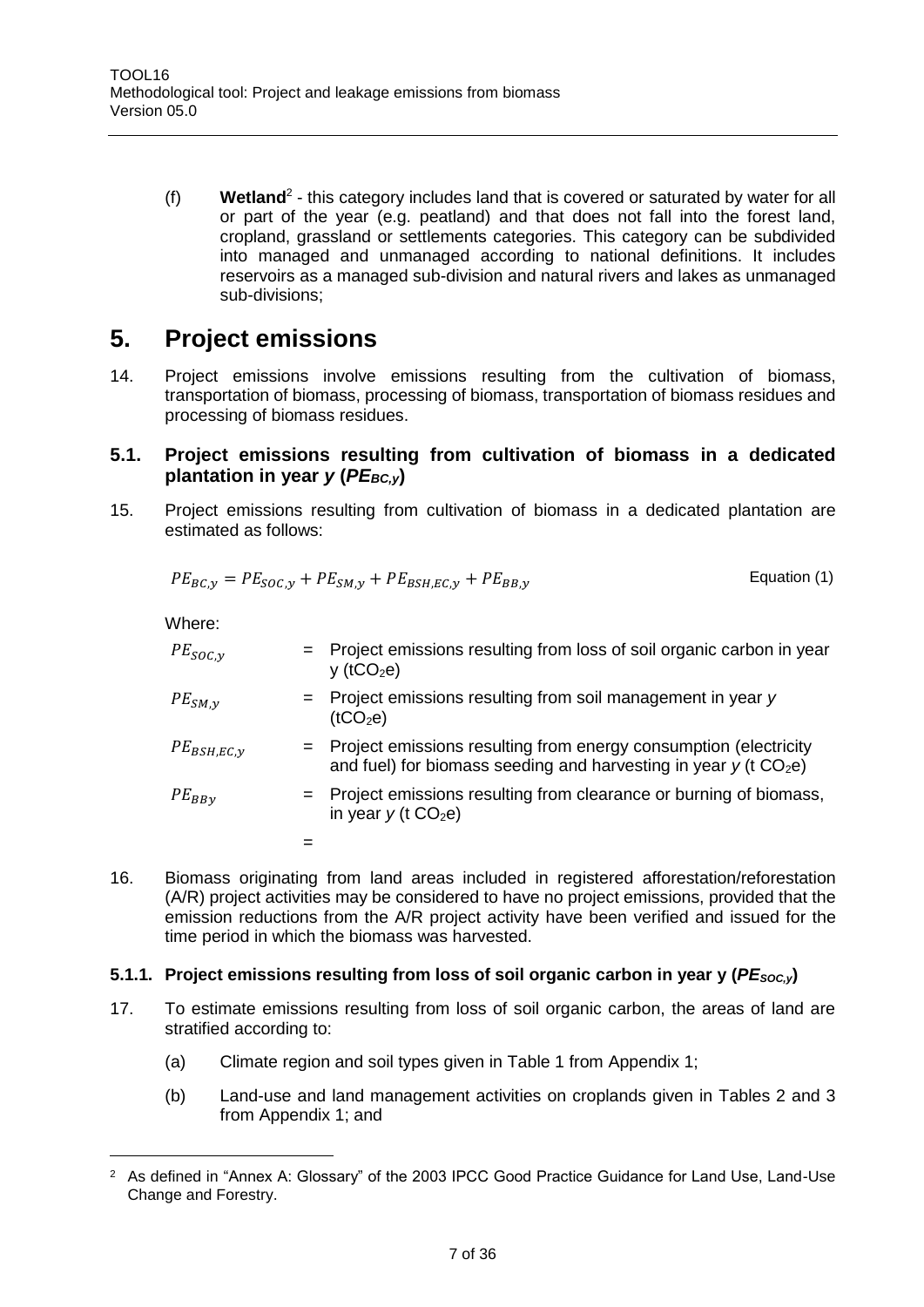(f) **Wetland**[2] - this category includes land that is covered or saturated by water for all or part of the year (e.g. peatland) and that does not fall into the forest land, cropland, grassland or settlements categories. This category can be subdivided into managed and unmanaged according to national definitions. It includes reservoirs as a managed sub-division and natural rivers and lakes as unmanaged sub-divisions;

# 5. Project emissions

14. Project emissions involve emissions resulting from the cultivation of biomass, transportation of biomass, processing of biomass, transportation of biomass residues and processing of biomass residues.

## 5.1. Project emissions resulting from cultivation of biomass in a dedicated plantation in year *y* ($PE_{BC,y}$)

15. Project emissions resulting from cultivation of biomass in a dedicated plantation are estimated as follows:

$$PE_{BC,y} = PE_{SOC,y} + PE_{SM,y} + PE_{BSH,EC,y} + PE_{BB,y} \quad \text{Equation (1)}$$

Where:

| | | |
|---|---|---|
| $PE_{SOC,y}$ | = | Project emissions resulting from loss of soil organic carbon in year y ($tCO_2e$) |
| $PE_{SM,y}$ | = | Project emissions resulting from soil management in year *y* ($tCO_2e$) |
| $PE_{BSH,EC,y}$ | = | Project emissions resulting from energy consumption (electricity and fuel) for biomass seeding and harvesting in year *y* (t $CO_2e$) |
| $PE_{BBy}$ | = | Project emissions resulting from clearance or burning of biomass, in year *y* (t $CO_2e$) |
| | = | |

16. Biomass originating from land areas included in registered afforestation/reforestation (A/R) project activities may be considered to have no project emissions, provided that the emission reductions from the A/R project activity have been verified and issued for the time period in which the biomass was harvested.

### 5.1.1. Project emissions resulting from loss of soil organic carbon in year y ($PE_{SOC,y}$)

17. To estimate emissions resulting from loss of soil organic carbon, the areas of land are stratified according to:

(a) Climate region and soil types given in Table 1 from Appendix 1;

(b) Land-use and land management activities on croplands given in Tables 2 and 3 from Appendix 1; and

[2] As defined in "Annex A: Glossary" of the 2003 IPCC Good Practice Guidance for Land Use, Land-Use Change and Forestry.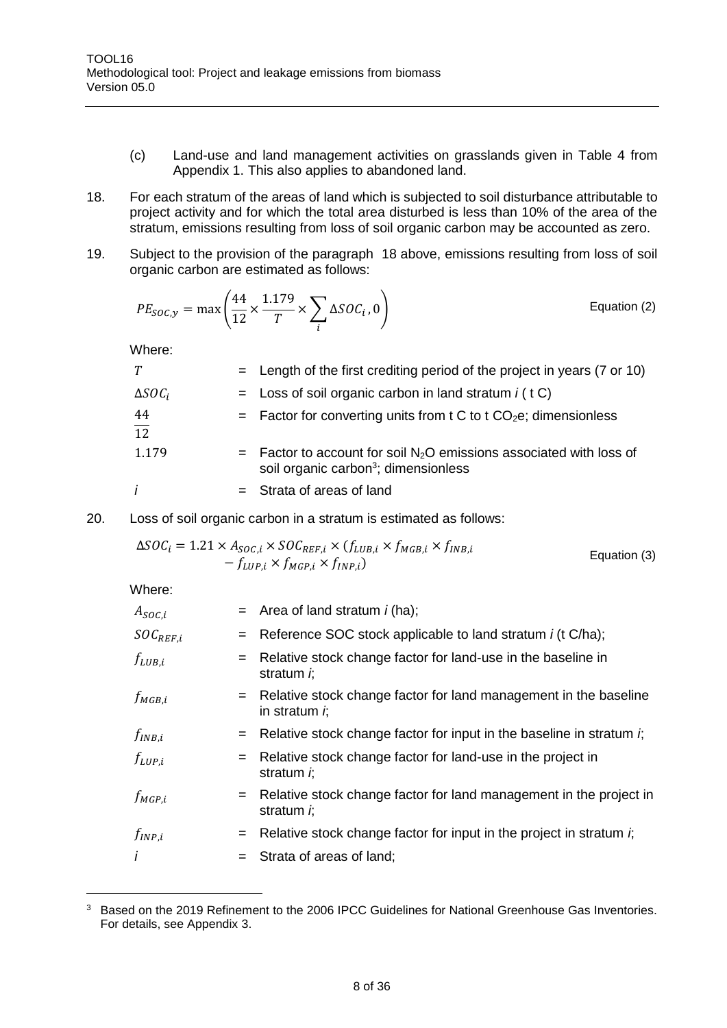(c) Land-use and land management activities on grasslands given in Table 4 from Appendix 1. This also applies to abandoned land.

18. For each stratum of the areas of land which is subjected to soil disturbance attributable to project activity and for which the total area disturbed is less than 10% of the area of the stratum, emissions resulting from loss of soil organic carbon may be accounted as zero.

19. Subject to the provision of the paragraph 18 above, emissions resulting from loss of soil organic carbon are estimated as follows:

$$PE_{SOC,y} = \max\left(\frac{44}{12} \times \frac{1.179}{T} \times \sum_{i} \Delta SOC_i , 0\right) \quad \text{Equation (2)}$$

Where:

| | | |
|---|---|---|
| $T$ | = | Length of the first crediting period of the project in years (7 or 10) |
| $\Delta SOC_i$ | = | Loss of soil organic carbon in land stratum *i* ( t C) |
| $\frac{44}{12}$ | = | Factor for converting units from t C to t $CO_2$e; dimensionless |
| $1.179$ | = | Factor to account for soil $N_2O$ emissions associated with loss of soil organic carbon[3]; dimensionless |
| *i* | = | Strata of areas of land |

20. Loss of soil organic carbon in a stratum is estimated as follows:

$$\Delta SOC_i = 1.21 \times A_{SOC,i} \times SOC_{REF,i} \times (f_{LUB,i} \times f_{MGB,i} \times f_{INB,i} - f_{LUP,i} \times f_{MGP,i} \times f_{INP,i}) \quad \text{Equation (3)}$$

Where:

| | | |
|---|---|---|
| $A_{SOC,i}$ | = | Area of land stratum *i* (ha); |
| $SOC_{REF,i}$ | = | Reference SOC stock applicable to land stratum *i* (t C/ha); |
| $f_{LUB,i}$ | = | Relative stock change factor for land-use in the baseline in stratum *i*; |
| $f_{MGB,i}$ | = | Relative stock change factor for land management in the baseline in stratum *i*; |
| $f_{INB,i}$ | = | Relative stock change factor for input in the baseline in stratum *i*; |
| $f_{LUP,i}$ | = | Relative stock change factor for land-use in the project in stratum *i*; |
| $f_{MGP,i}$ | = | Relative stock change factor for land management in the project in stratum *i*; |
| $f_{INP,i}$ | = | Relative stock change factor for input in the project in stratum *i*; |
| *i* | = | Strata of areas of land; |

[3] Based on the 2019 Refinement to the 2006 IPCC Guidelines for National Greenhouse Gas Inventories. For details, see Appendix 3.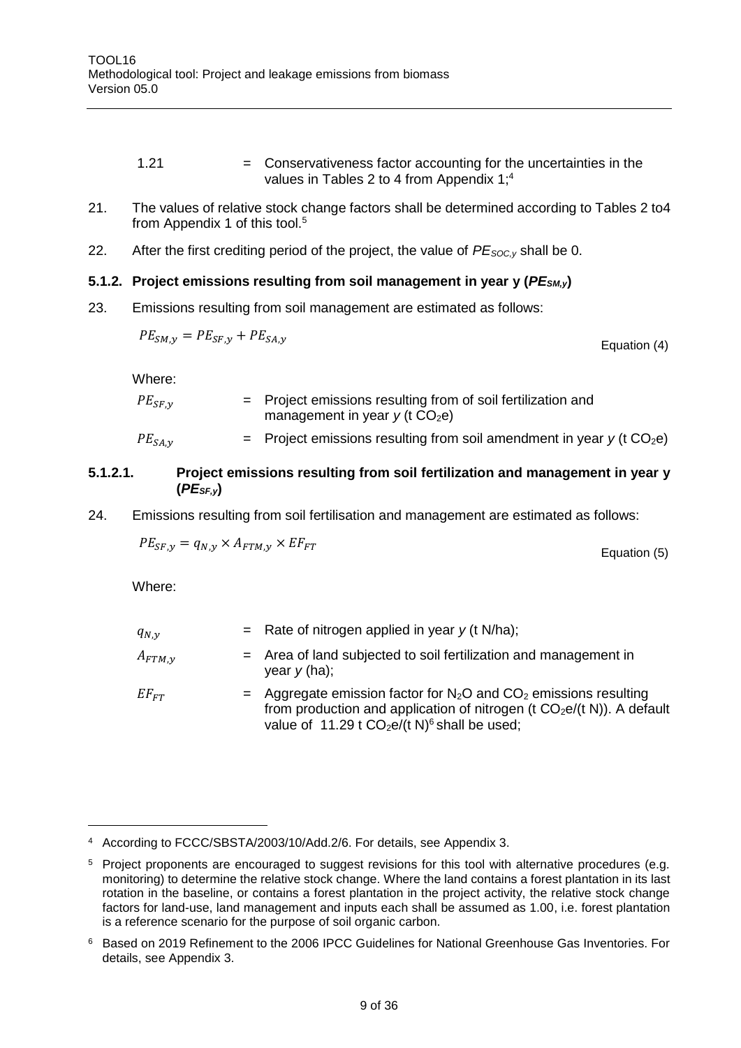| | | |
|---|---|---|
| 1.21 | = | Conservativeness factor accounting for the uncertainties in the values in Tables 2 to 4 from Appendix 1;[4] |

21. The values of relative stock change factors shall be determined according to Tables 2 to4 from Appendix 1 of this tool.[5]

22. After the first crediting period of the project, the value of $PE_{SOC,y}$ shall be 0.

### 5.1.2. Project emissions resulting from soil management in year y ($PE_{SM,y}$)

23. Emissions resulting from soil management are estimated as follows:

$$PE_{SM,y} = PE_{SF,y} + PE_{SA,y} \qquad \text{Equation (4)}$$

Where:

| | | |
|---|---|---|
| $PE_{SF,y}$ | = | Project emissions resulting from of soil fertilization and management in year *y* (t $CO_2$e) |
| $PE_{SA,y}$ | = | Project emissions resulting from soil amendment in year *y* (t $CO_2$e) |

#### 5.1.2.1. Project emissions resulting from soil fertilization and management in year y ($PE_{SF,y}$)

24. Emissions resulting from soil fertilisation and management are estimated as follows:

$$PE_{SF,y} = q_{N,y} \times A_{FTM,y} \times EF_{FT} \qquad \text{Equation (5)}$$

Where:

| | | |
|---|---|---|
| $q_{N,y}$ | = | Rate of nitrogen applied in year *y* (t N/ha); |
| $A_{FTM,y}$ | = | Area of land subjected to soil fertilization and management in year *y* (ha); |
| $EF_{FT}$ | = | Aggregate emission factor for $N_2O$ and $CO_2$ emissions resulting from production and application of nitrogen (t $CO_2$e/(t N)). A default value of 11.29 t $CO_2$e/(t N)[6] shall be used; |

[4] According to FCCC/SBSTA/2003/10/Add.2/6. For details, see Appendix 3.

[5] Project proponents are encouraged to suggest revisions for this tool with alternative procedures (e.g. monitoring) to determine the relative stock change. Where the land contains a forest plantation in its last rotation in the baseline, or contains a forest plantation in the project activity, the relative stock change factors for land-use, land management and inputs each shall be assumed as 1.00, i.e. forest plantation is a reference scenario for the purpose of soil organic carbon.

[6] Based on 2019 Refinement to the 2006 IPCC Guidelines for National Greenhouse Gas Inventories. For details, see Appendix 3.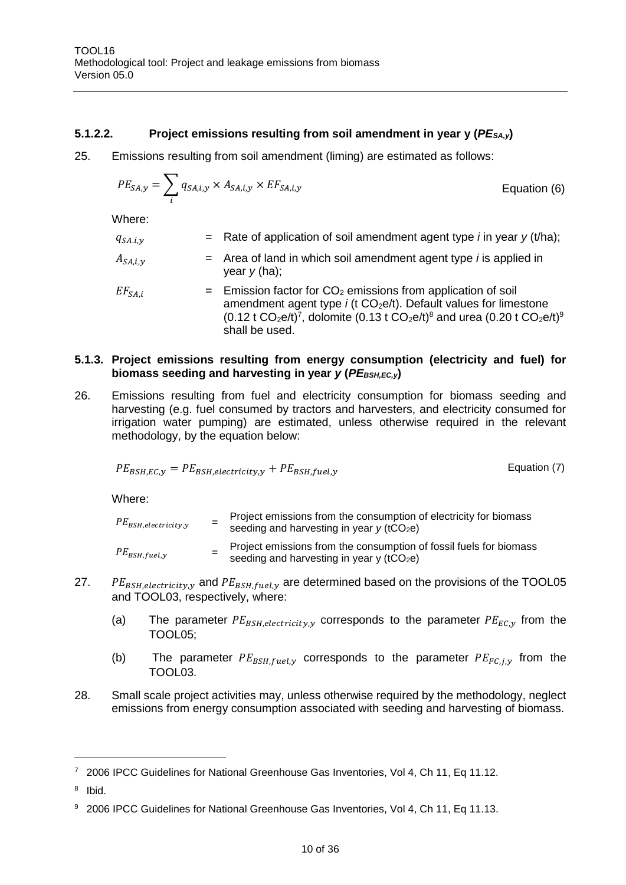#### 5.1.2.2. Project emissions resulting from soil amendment in year y ($PE_{SA,y}$)

25. Emissions resulting from soil amendment (liming) are estimated as follows:

$$PE_{SA,y} = \sum_{i} q_{SA,i,y} \times A_{SA,i,y} \times EF_{SA,i,y} \quad \text{Equation (6)}$$

Where:

| | | |
|---|---|---|
| $q_{SA,i,y}$ | = | Rate of application of soil amendment agent type *i* in year *y* (t/ha); |
| $A_{SA,i,y}$ | = | Area of land in which soil amendment agent type *i* is applied in year *y* (ha); |
| $EF_{SA,i}$ | = | Emission factor for $CO_2$ emissions from application of soil amendment agent type *i* (t $CO_2$e/t). Default values for limestone (0.12 t $CO_2$e/t)[7], dolomite (0.13 t $CO_2$e/t)[8] and urea (0.20 t $CO_2$e/t)[9] shall be used. |

### 5.1.3. Project emissions resulting from energy consumption (electricity and fuel) for biomass seeding and harvesting in year *y* ($PE_{BSH,EC,y}$)

26. Emissions resulting from fuel and electricity consumption for biomass seeding and harvesting (e.g. fuel consumed by tractors and harvesters, and electricity consumed for irrigation water pumping) are estimated, unless otherwise required in the relevant methodology, by the equation below:

$$PE_{BSH,EC,y} = PE_{BSH,electricity,y} + PE_{BSH,fuel,y} \quad \text{Equation (7)}$$

Where:

| | | |
|---|---|---|
| $PE_{BSH,electricity,y}$ | = | Project emissions from the consumption of electricity for biomass seeding and harvesting in year *y* (t$CO_2$e) |
| $PE_{BSH,fuel,y}$ | = | Project emissions from the consumption of fossil fuels for biomass seeding and harvesting in year y (t$CO_2$e) |

27. $PE_{BSH,electricity,y}$ and $PE_{BSH,fuel,y}$ are determined based on the provisions of the TOOL05 and TOOL03, respectively, where:

    (a) The parameter $PE_{BSH,electricity,y}$ corresponds to the parameter $PE_{EC,y}$ from the TOOL05;

    (b) The parameter $PE_{BSH,fuel,y}$ corresponds to the parameter $PE_{FC,j,y}$ from the TOOL03.

28. Small scale project activities may, unless otherwise required by the methodology, neglect emissions from energy consumption associated with seeding and harvesting of biomass.

---

[7] 2006 IPCC Guidelines for National Greenhouse Gas Inventories, Vol 4, Ch 11, Eq 11.12.

[8] Ibid.

[9] 2006 IPCC Guidelines for National Greenhouse Gas Inventories, Vol 4, Ch 11, Eq 11.13.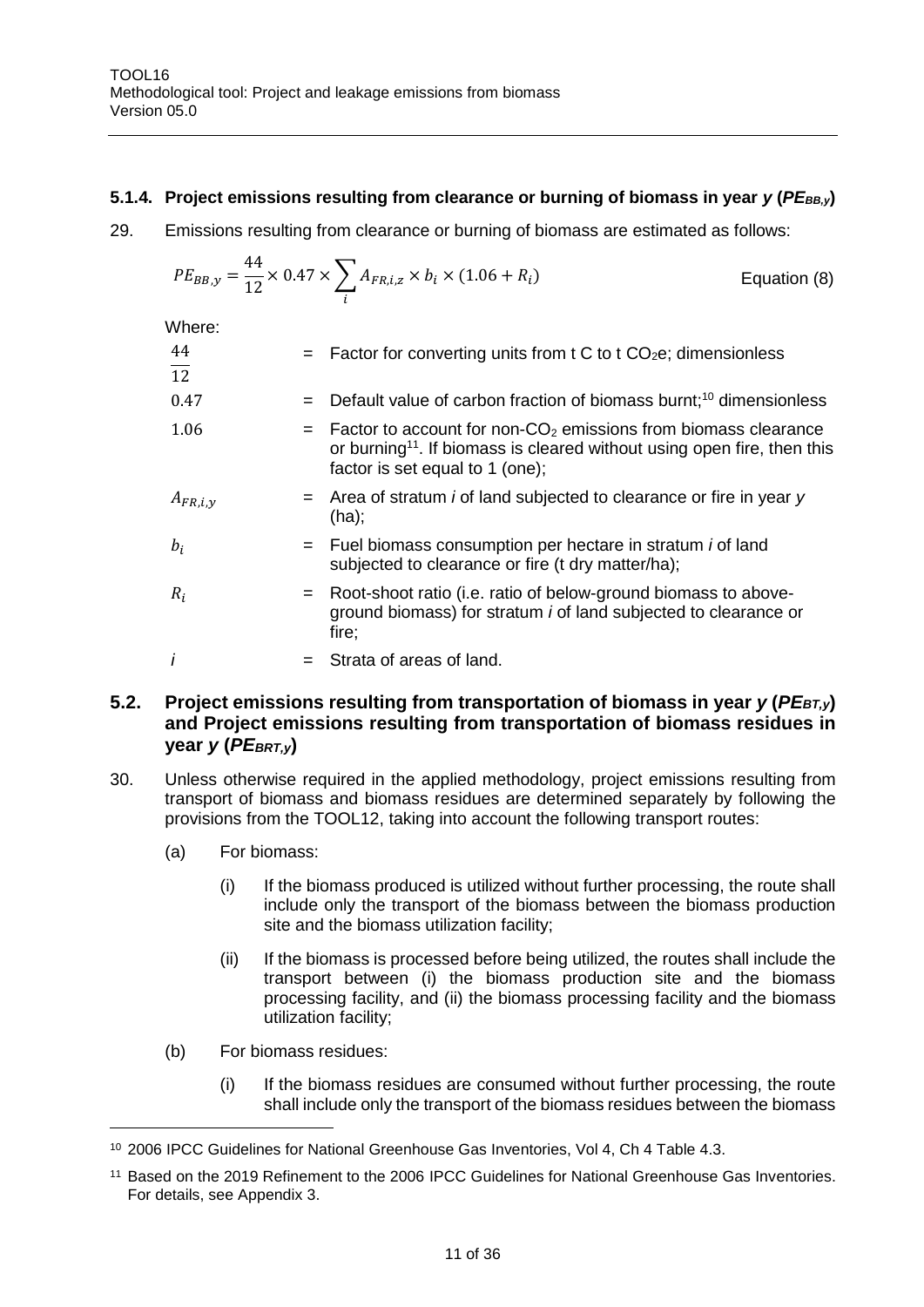#### 5.1.4. Project emissions resulting from clearance or burning of biomass in year *y* ($PE_{BB,y}$)

29. Emissions resulting from clearance or burning of biomass are estimated as follows:

$$PE_{BB,y} = \frac{44}{12} \times 0.47 \times \sum_{i} A_{FR,i,z} \times b_i \times (1.06 + R_i) \quad \text{Equation (8)}$$

Where:

| | | |
|---|---|---|
| $\frac{44}{12}$ | = | Factor for converting units from t C to t $CO_2$e; dimensionless |
| $0.47$ | = | Default value of carbon fraction of biomass burnt;[10] dimensionless |
| $1.06$ | = | Factor to account for non-$CO_2$ emissions from biomass clearance or burning[11]. If biomass is cleared without using open fire, then this factor is set equal to 1 (one); |
| $A_{FR,i,y}$ | = | Area of stratum *i* of land subjected to clearance or fire in year *y* (ha); |
| $b_i$ | = | Fuel biomass consumption per hectare in stratum *i* of land subjected to clearance or fire (t dry matter/ha); |
| $R_i$ | = | Root-shoot ratio (i.e. ratio of below-ground biomass to above-ground biomass) for stratum *i* of land subjected to clearance or fire; |
| *i* | = | Strata of areas of land. |

### 5.2. Project emissions resulting from transportation of biomass in year *y* ($PE_{BT,y}$) and Project emissions resulting from transportation of biomass residues in year *y* ($PE_{BRT,y}$)

30. Unless otherwise required in the applied methodology, project emissions resulting from transport of biomass and biomass residues are determined separately by following the provisions from the TOOL12, taking into account the following transport routes:

    (a) For biomass:

        (i) If the biomass produced is utilized without further processing, the route shall include only the transport of the biomass between the biomass production site and the biomass utilization facility;

        (ii) If the biomass is processed before being utilized, the routes shall include the transport between (i) the biomass production site and the biomass processing facility, and (ii) the biomass processing facility and the biomass utilization facility;

    (b) For biomass residues:

        (i) If the biomass residues are consumed without further processing, the route shall include only the transport of the biomass residues between the biomass

---

[10] 2006 IPCC Guidelines for National Greenhouse Gas Inventories, Vol 4, Ch 4 Table 4.3.

[11] Based on the 2019 Refinement to the 2006 IPCC Guidelines for National Greenhouse Gas Inventories. For details, see Appendix 3.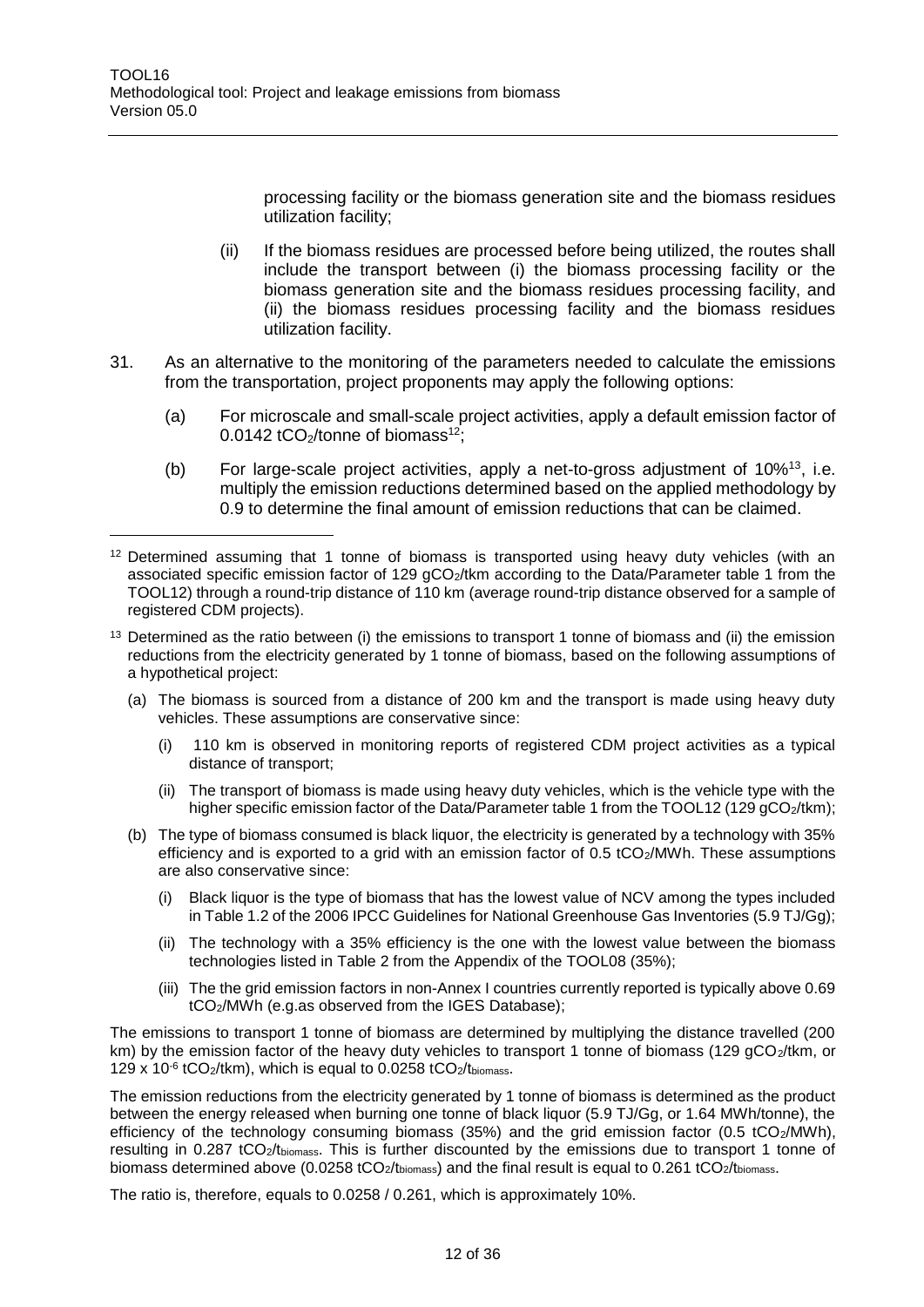processing facility or the biomass generation site and the biomass residues utilization facility;

(ii) If the biomass residues are processed before being utilized, the routes shall include the transport between (i) the biomass processing facility or the biomass generation site and the biomass residues processing facility, and (ii) the biomass residues processing facility and the biomass residues utilization facility.

31. As an alternative to the monitoring of the parameters needed to calculate the emissions from the transportation, project proponents may apply the following options:

(a) For microscale and small-scale project activities, apply a default emission factor of 0.0142 $tCO_2$/tonne of biomass[12];

(b) For large-scale project activities, apply a net-to-gross adjustment of 10%[13], i.e. multiply the emission reductions determined based on the applied methodology by 0.9 to determine the final amount of emission reductions that can be claimed.

---

[12] Determined assuming that 1 tonne of biomass is transported using heavy duty vehicles (with an associated specific emission factor of 129 $gCO_2$/tkm according to the Data/Parameter table 1 from the TOOL12) through a round-trip distance of 110 km (average round-trip distance observed for a sample of registered CDM projects).

[13] Determined as the ratio between (i) the emissions to transport 1 tonne of biomass and (ii) the emission reductions from the electricity generated by 1 tonne of biomass, based on the following assumptions of a hypothetical project:

(a) The biomass is sourced from a distance of 200 km and the transport is made using heavy duty vehicles. These assumptions are conservative since:

(i) 110 km is observed in monitoring reports of registered CDM project activities as a typical distance of transport;

(ii) The transport of biomass is made using heavy duty vehicles, which is the vehicle type with the higher specific emission factor of the Data/Parameter table 1 from the TOOL12 (129 $gCO_2$/tkm);

(b) The type of biomass consumed is black liquor, the electricity is generated by a technology with 35% efficiency and is exported to a grid with an emission factor of 0.5 $tCO_2$/MWh. These assumptions are also conservative since:

(i) Black liquor is the type of biomass that has the lowest value of NCV among the types included in Table 1.2 of the 2006 IPCC Guidelines for National Greenhouse Gas Inventories (5.9 TJ/Gg);

(ii) The technology with a 35% efficiency is the one with the lowest value between the biomass technologies listed in Table 2 from the Appendix of the TOOL08 (35%);

(iii) The the grid emission factors in non-Annex I countries currently reported is typically above 0.69 $tCO_2$/MWh (e.g.as observed from the IGES Database);

The emissions to transport 1 tonne of biomass are determined by multiplying the distance travelled (200 km) by the emission factor of the heavy duty vehicles to transport 1 tonne of biomass (129 $gCO_2$/tkm, or $129 \times 10^{-6}$ $tCO_2$/tkm), which is equal to 0.0258 $tCO_2/t_{biomass}$.

The emission reductions from the electricity generated by 1 tonne of biomass is determined as the product between the energy released when burning one tonne of black liquor (5.9 TJ/Gg, or 1.64 MWh/tonne), the efficiency of the technology consuming biomass (35%) and the grid emission factor (0.5 $tCO_2$/MWh), resulting in 0.287 $tCO_2/t_{biomass}$. This is further discounted by the emissions due to transport 1 tonne of biomass determined above (0.0258 $tCO_2/t_{biomass}$) and the final result is equal to 0.261 $tCO_2/t_{biomass}$.

The ratio is, therefore, equals to 0.0258 / 0.261, which is approximately 10%.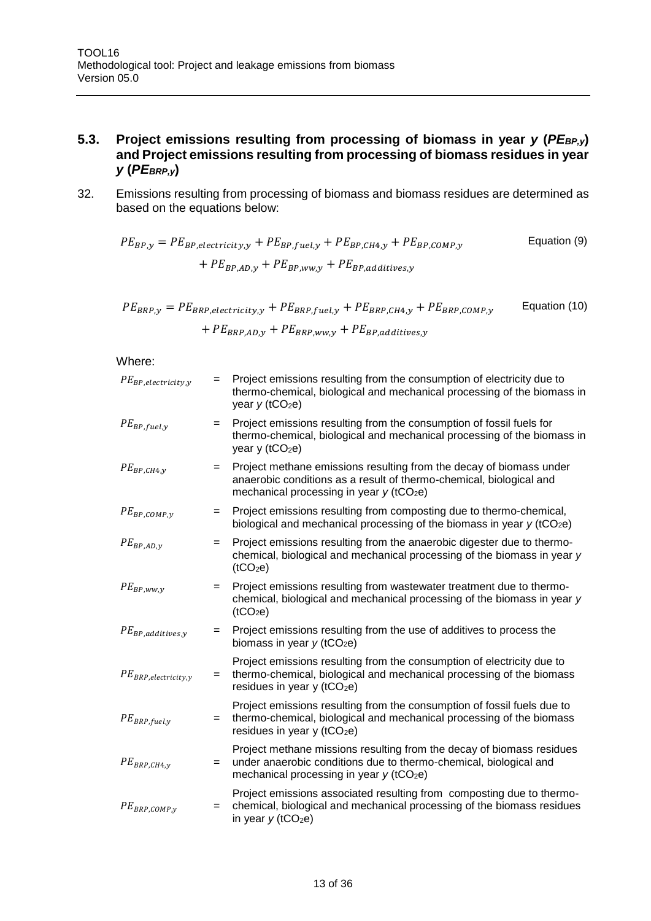## 5.3. Project emissions resulting from processing of biomass in year *y* ($PE_{BP,y}$) and Project emissions resulting from processing of biomass residues in year *y* ($PE_{BRP,y}$)

32. Emissions resulting from processing of biomass and biomass residues are determined as based on the equations below:

$$PE_{BP,y} = PE_{BP,electricity,y} + PE_{BP,fuel,y} + PE_{BP,CH4,y} + PE_{BP,COMP,y} + PE_{BP,AD,y} + PE_{BP,ww,y} + PE_{BP,additives,y} \quad \text{Equation (9)}$$

$$PE_{BRP,y} = PE_{BRP,electricity,y} + PE_{BRP,fuel,y} + PE_{BRP,CH4,y} + PE_{BRP,COMP,y} + PE_{BRP,AD,y} + PE_{BRP,ww,y} + PE_{BP,additives,y} \quad \text{Equation (10)}$$

Where:

| | | |
|---|---|---|
| $PE_{BP,electricity,y}$ | = | Project emissions resulting from the consumption of electricity due to thermo-chemical, biological and mechanical processing of the biomass in year *y* ($tCO_2e$) |
| $PE_{BP,fuel,y}$ | = | Project emissions resulting from the consumption of fossil fuels for thermo-chemical, biological and mechanical processing of the biomass in year y ($tCO_2e$) |
| $PE_{BP,CH4,y}$ | = | Project methane emissions resulting from the decay of biomass under anaerobic conditions as a result of thermo-chemical, biological and mechanical processing in year *y* ($tCO_2e$) |
| $PE_{BP,COMP,y}$ | = | Project emissions resulting from composting due to thermo-chemical, biological and mechanical processing of the biomass in year *y* ($tCO_2e$) |
| $PE_{BP,AD,y}$ | = | Project emissions resulting from the anaerobic digester due to thermo-chemical, biological and mechanical processing of the biomass in year *y* ($tCO_2e$) |
| $PE_{BP,ww,y}$ | = | Project emissions resulting from wastewater treatment due to thermo-chemical, biological and mechanical processing of the biomass in year *y* ($tCO_2e$) |
| $PE_{BP,additives,y}$ | = | Project emissions resulting from the use of additives to process the biomass in year *y* ($tCO_2e$) |
| $PE_{BRP,electricity,y}$ | = | Project emissions resulting from the consumption of electricity due to thermo-chemical, biological and mechanical processing of the biomass residues in year y ($tCO_2e$) |
| $PE_{BRP,fuel,y}$ | = | Project emissions resulting from the consumption of fossil fuels due to thermo-chemical, biological and mechanical processing of the biomass residues in year y ($tCO_2e$) |
| $PE_{BRP,CH4,y}$ | = | Project methane missions resulting from the decay of biomass residues under anaerobic conditions due to thermo-chemical, biological and mechanical processing in year *y* ($tCO_2e$) |
| $PE_{BRP,COMP,y}$ | = | Project emissions associated resulting from composting due to thermo-chemical, biological and mechanical processing of the biomass residues in year *y* ($tCO_2e$) |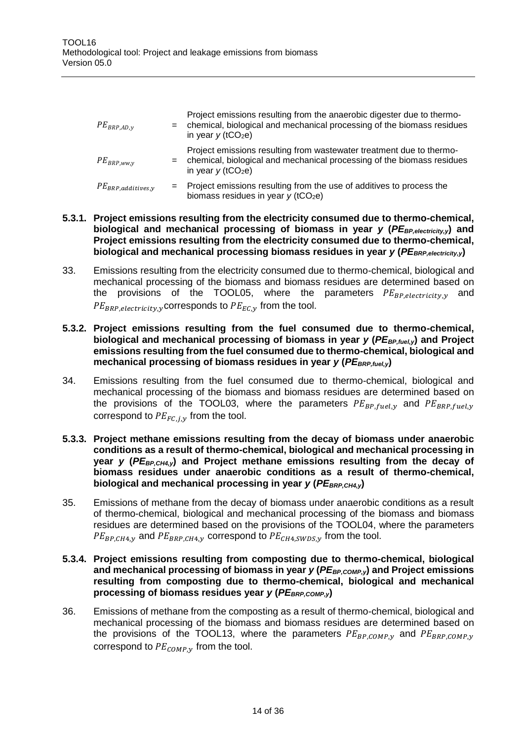| | | |
|---|---|---|
| $PE_{BRP,AD,y}$ | = | Project emissions resulting from the anaerobic digester due to thermo-chemical, biological and mechanical processing of the biomass residues in year *y* ($tCO_2e$) |
| $PE_{BRP,ww,y}$ | = | Project emissions resulting from wastewater treatment due to thermo-chemical, biological and mechanical processing of the biomass residues in year *y* ($tCO_2e$) |
| $PE_{BRP,additives,y}$ | = | Project emissions resulting from the use of additives to process the biomass residues in year *y* ($tCO_2e$) |

### 5.3.1. Project emissions resulting from the electricity consumed due to thermo-chemical, biological and mechanical processing of biomass in year *y* ($PE_{BP,electricity,y}$) and Project emissions resulting from the electricity consumed due to thermo-chemical, biological and mechanical processing biomass residues in year *y* ($PE_{BRP,electricity,y}$)

33. Emissions resulting from the electricity consumed due to thermo-chemical, biological and mechanical processing of the biomass and biomass residues are determined based on the provisions of the TOOL05, where the parameters $PE_{BP,electricity,y}$ and $PE_{BRP,electricity,y}$ corresponds to $PE_{EC,y}$ from the tool.

### 5.3.2. Project emissions resulting from the fuel consumed due to thermo-chemical, biological and mechanical processing of biomass in year *y* ($PE_{BP,fuel,y}$) and Project emissions resulting from the fuel consumed due to thermo-chemical, biological and mechanical processing of biomass residues in year *y* ($PE_{BRP,fuel,y}$)

34. Emissions resulting from the fuel consumed due to thermo-chemical, biological and mechanical processing of the biomass and biomass residues are determined based on the provisions of the TOOL03, where the parameters $PE_{BP,fuel,y}$ and $PE_{BRP,fuel,y}$ correspond to $PE_{FC,j,y}$ from the tool.

### 5.3.3. Project methane emissions resulting from the decay of biomass under anaerobic conditions as a result of thermo-chemical, biological and mechanical processing in year *y* ($PE_{BP,CH4,y}$) and Project methane emissions resulting from the decay of biomass residues under anaerobic conditions as a result of thermo-chemical, biological and mechanical processing in year *y* ($PE_{BRP,CH4,y}$)

35. Emissions of methane from the decay of biomass under anaerobic conditions as a result of thermo-chemical, biological and mechanical processing of the biomass and biomass residues are determined based on the provisions of the TOOL04, where the parameters $PE_{BP,CH4,y}$ and $PE_{BRP,CH4,y}$ correspond to $PE_{CH4,SWDS,y}$ from the tool.

### 5.3.4. Project emissions resulting from composting due to thermo-chemical, biological and mechanical processing of biomass in year *y* ($PE_{BP,COMP,y}$) and Project emissions resulting from composting due to thermo-chemical, biological and mechanical processing of biomass residues year *y* ($PE_{BRP,COMP,y}$)

36. Emissions of methane from the composting as a result of thermo-chemical, biological and mechanical processing of the biomass and biomass residues are determined based on the provisions of the TOOL13, where the parameters $PE_{BP,COMP,y}$ and $PE_{BRP,COMP,y}$ correspond to $PE_{COMP,y}$ from the tool.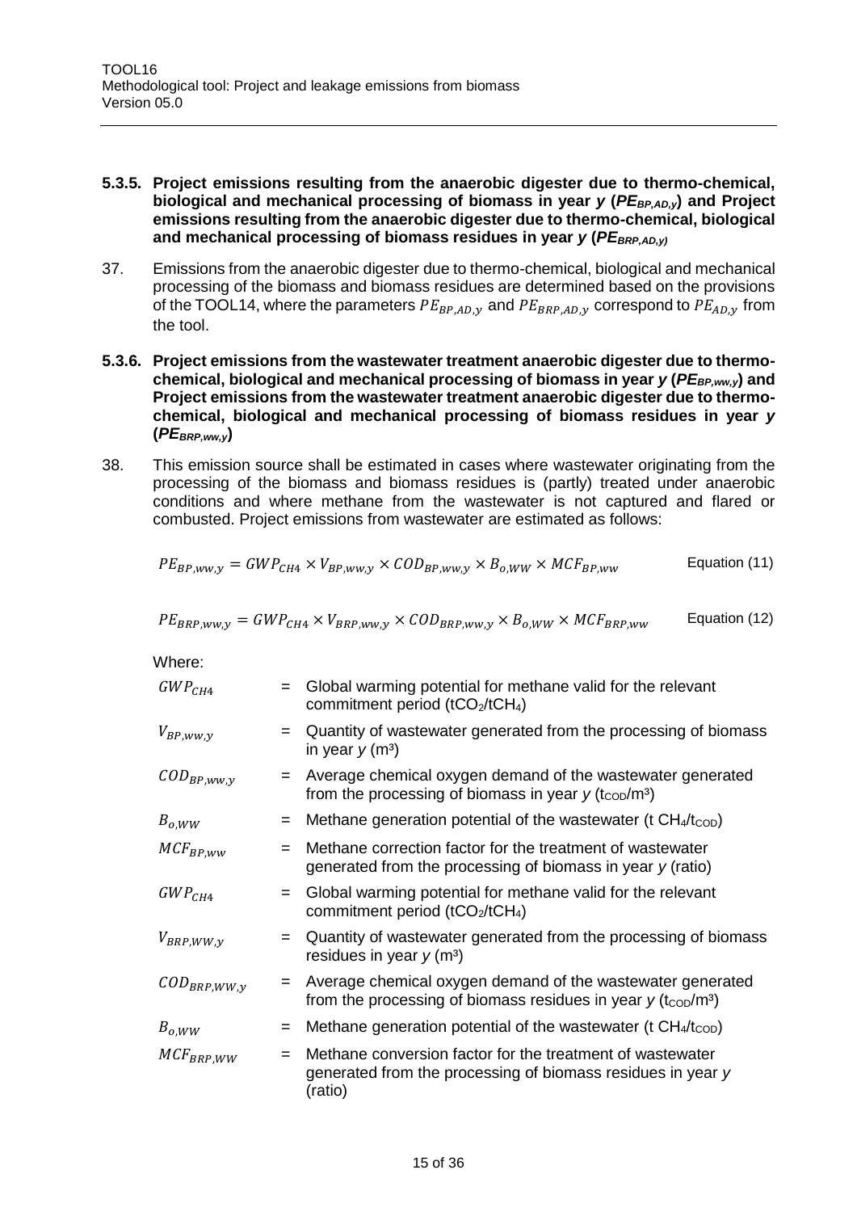### 5.3.5. Project emissions resulting from the anaerobic digester due to thermo-chemical, biological and mechanical processing of biomass in year *y* ($PE_{BP,AD,y}$) and Project emissions resulting from the anaerobic digester due to thermo-chemical, biological and mechanical processing of biomass residues in year *y* ($PE_{BRP,AD,y}$)

37. Emissions from the anaerobic digester due to thermo-chemical, biological and mechanical processing of the biomass and biomass residues are determined based on the provisions of the TOOL14, where the parameters $PE_{BP,AD,y}$ and $PE_{BRP,AD,y}$ correspond to $PE_{AD,y}$ from the tool.

### 5.3.6. Project emissions from the wastewater treatment anaerobic digester due to thermo-chemical, biological and mechanical processing of biomass in year *y* ($PE_{BP,ww,y}$) and Project emissions from the wastewater treatment anaerobic digester due to thermo-chemical, biological and mechanical processing of biomass residues in year *y* ($PE_{BRP,ww,y}$)

38. This emission source shall be estimated in cases where wastewater originating from the processing of the biomass and biomass residues is (partly) treated under anaerobic conditions and where methane from the wastewater is not captured and flared or combusted. Project emissions from wastewater are estimated as follows:

$$PE_{BP,ww,y} = GWP_{CH4} \times V_{BP,ww,y} \times COD_{BP,ww,y} \times B_{o,WW} \times MCF_{BP,ww} \quad \text{Equation (11)}$$

$$PE_{BRP,ww,y} = GWP_{CH4} \times V_{BRP,ww,y} \times COD_{BRP,ww,y} \times B_{o,WW} \times MCF_{BRP,ww} \quad \text{Equation (12)}$$

Where:

| | | |
|---|---|---|
| $GWP_{CH4}$ | = | Global warming potential for methane valid for the relevant commitment period ($tCO_2/tCH_4$) |
| $V_{BP,ww,y}$ | = | Quantity of wastewater generated from the processing of biomass in year *y* ($m^3$) |
| $COD_{BP,ww,y}$ | = | Average chemical oxygen demand of the wastewater generated from the processing of biomass in year *y* ($t_{COD}/m^3$) |
| $B_{o,WW}$ | = | Methane generation potential of the wastewater ($t\ CH_4/t_{COD}$) |
| $MCF_{BP,ww}$ | = | Methane correction factor for the treatment of wastewater generated from the processing of biomass in year *y* (ratio) |
| $GWP_{CH4}$ | = | Global warming potential for methane valid for the relevant commitment period ($tCO_2/tCH_4$) |
| $V_{BRP,WW,y}$ | = | Quantity of wastewater generated from the processing of biomass residues in year *y* ($m^3$) |
| $COD_{BRP,WW,y}$ | = | Average chemical oxygen demand of the wastewater generated from the processing of biomass residues in year *y* ($t_{COD}/m^3$) |
| $B_{o,WW}$ | = | Methane generation potential of the wastewater ($t\ CH_4/t_{COD}$) |
| $MCF_{BRP,WW}$ | = | Methane conversion factor for the treatment of wastewater generated from the processing of biomass residues in year *y* (ratio) |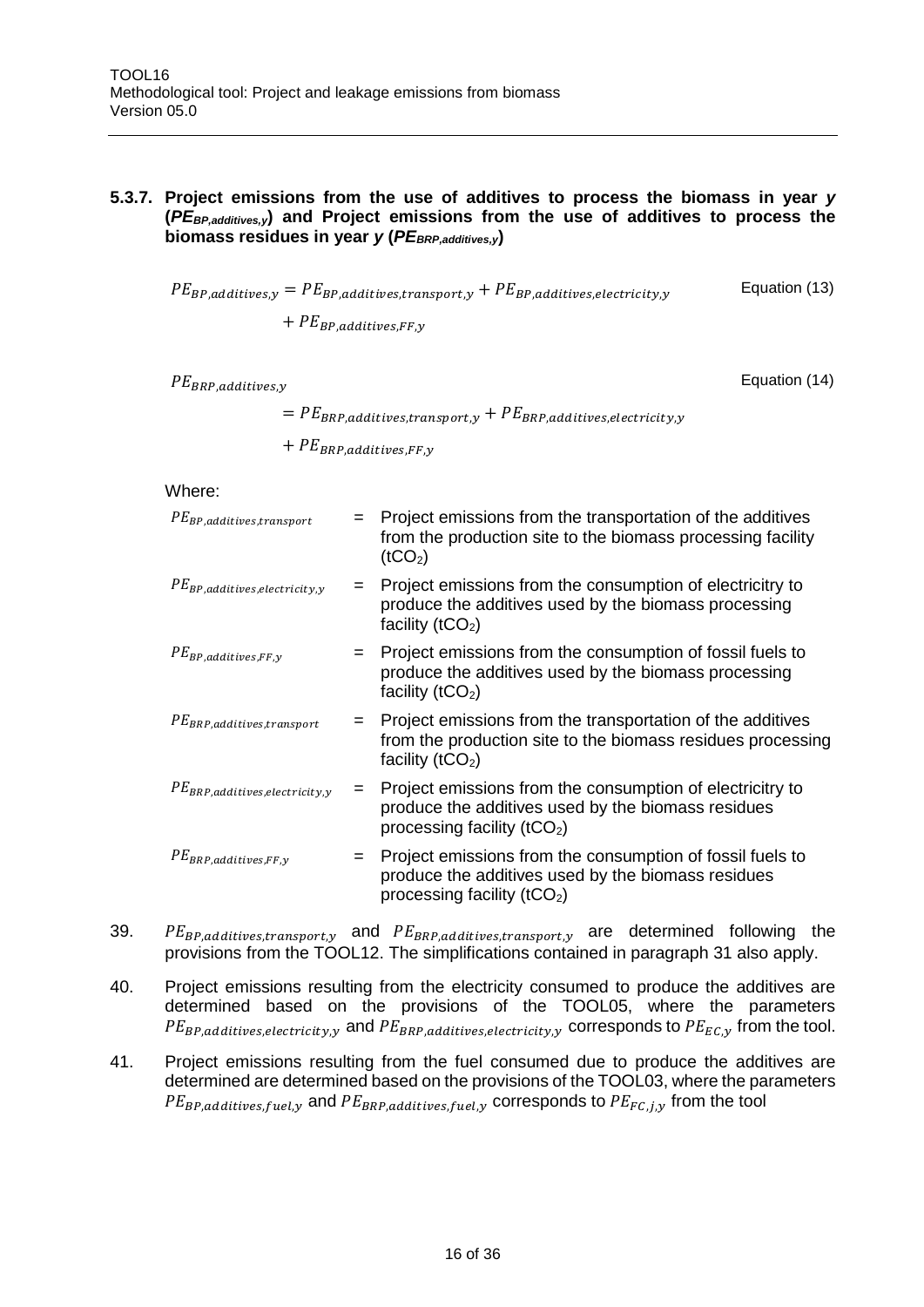### 5.3.7. Project emissions from the use of additives to process the biomass in year *y* ($PE_{BP,additives,y}$) and Project emissions from the use of additives to process the biomass residues in year *y* ($PE_{BRP,additives,y}$)

$$PE_{BP,additives,y} = PE_{BP,additives,transport,y} + PE_{BP,additives,electricity,y} + PE_{BP,additives,FF,y} \quad \text{Equation (13)}$$

$$PE_{BRP,additives,y} = PE_{BRP,additives,transport,y} + PE_{BRP,additives,electricity,y} + PE_{BRP,additives,FF,y} \quad \text{Equation (14)}$$

Where:

| | | |
|---|---|---|
| $PE_{BP,additives,transport}$ | = | Project emissions from the transportation of the additives from the production site to the biomass processing facility ($tCO_2$) |
| $PE_{BP,additives,electricity,y}$ | = | Project emissions from the consumption of electricitry to produce the additives used by the biomass processing facility ($tCO_2$) |
| $PE_{BP,additives,FF,y}$ | = | Project emissions from the consumption of fossil fuels to produce the additives used by the biomass processing facility ($tCO_2$) |
| $PE_{BRP,additives,transport}$ | = | Project emissions from the transportation of the additives from the production site to the biomass residues processing facility ($tCO_2$) |
| $PE_{BRP,additives,electricity,y}$ | = | Project emissions from the consumption of electricitry to produce the additives used by the biomass residues processing facility ($tCO_2$) |
| $PE_{BRP,additives,FF,y}$ | = | Project emissions from the consumption of fossil fuels to produce the additives used by the biomass residues processing facility ($tCO_2$) |

39. $PE_{BP,additives,transport,y}$ and $PE_{BRP,additives,transport,y}$ are determined following the provisions from the TOOL12. The simplifications contained in paragraph 31 also apply.

40. Project emissions resulting from the electricity consumed to produce the additives are determined based on the provisions of the TOOL05, where the parameters $PE_{BP,additives,electricity,y}$ and $PE_{BRP,additives,electricity,y}$ corresponds to $PE_{EC,y}$ from the tool.

41. Project emissions resulting from the fuel consumed due to produce the additives are determined are determined based on the provisions of the TOOL03, where the parameters $PE_{BP,additives,fuel,y}$ and $PE_{BRP,additives,fuel,y}$ corresponds to $PE_{FC,j,y}$ from the tool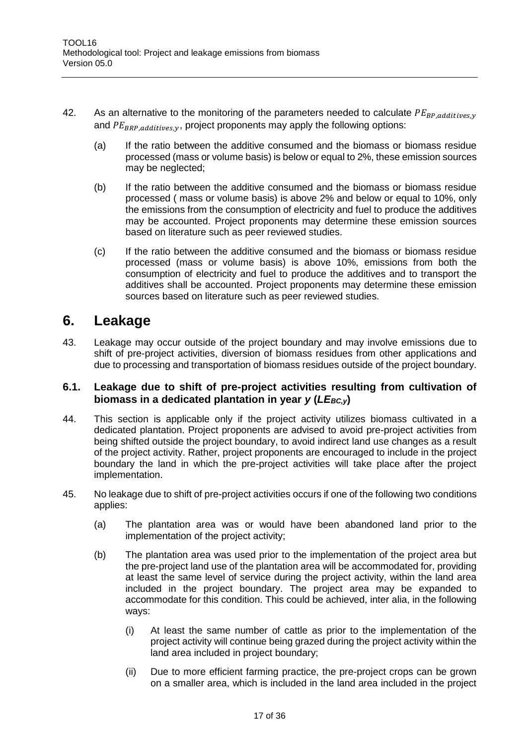42. As an alternative to the monitoring of the parameters needed to calculate $PE_{BP,additives,y}$ and $PE_{BRP,additives,y}$, project proponents may apply the following options:

    (a) If the ratio between the additive consumed and the biomass or biomass residue processed (mass or volume basis) is below or equal to 2%, these emission sources may be neglected;

    (b) If the ratio between the additive consumed and the biomass or biomass residue processed ( mass or volume basis) is above 2% and below or equal to 10%, only the emissions from the consumption of electricity and fuel to produce the additives may be accounted. Project proponents may determine these emission sources based on literature such as peer reviewed studies.

    (c) If the ratio between the additive consumed and the biomass or biomass residue processed (mass or volume basis) is above 10%, emissions from both the consumption of electricity and fuel to produce the additives and to transport the additives shall be accounted. Project proponents may determine these emission sources based on literature such as peer reviewed studies.

# 6. Leakage

43. Leakage may occur outside of the project boundary and may involve emissions due to shift of pre-project activities, diversion of biomass residues from other applications and due to processing and transportation of biomass residues outside of the project boundary.

## 6.1. Leakage due to shift of pre-project activities resulting from cultivation of biomass in a dedicated plantation in year *y* ($LE_{BC,y}$)

44. This section is applicable only if the project activity utilizes biomass cultivated in a dedicated plantation. Project proponents are advised to avoid pre-project activities from being shifted outside the project boundary, to avoid indirect land use changes as a result of the project activity. Rather, project proponents are encouraged to include in the project boundary the land in which the pre-project activities will take place after the project implementation.

45. No leakage due to shift of pre-project activities occurs if one of the following two conditions applies:

    (a) The plantation area was or would have been abandoned land prior to the implementation of the project activity;

    (b) The plantation area was used prior to the implementation of the project area but the pre-project land use of the plantation area will be accommodated for, providing at least the same level of service during the project activity, within the land area included in the project boundary. The project area may be expanded to accommodate for this condition. This could be achieved, inter alia, in the following ways:

        (i) At least the same number of cattle as prior to the implementation of the project activity will continue being grazed during the project activity within the land area included in project boundary;

        (ii) Due to more efficient farming practice, the pre-project crops can be grown on a smaller area, which is included in the land area included in the project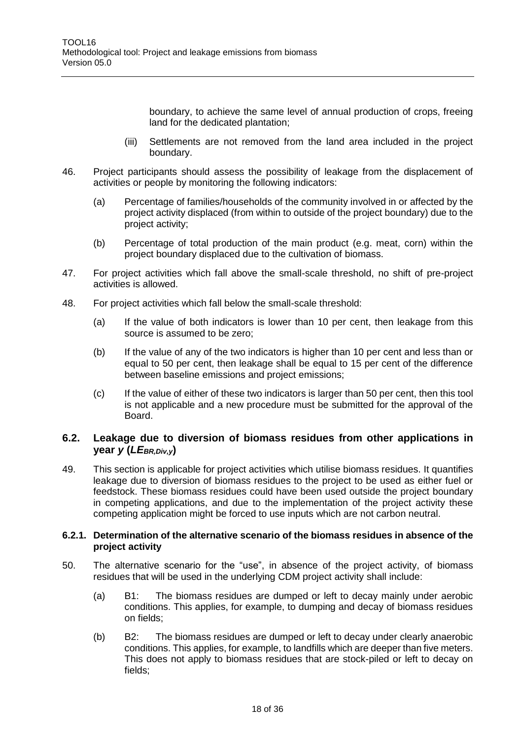boundary, to achieve the same level of annual production of crops, freeing land for the dedicated plantation;

(iii) Settlements are not removed from the land area included in the project boundary.

46. Project participants should assess the possibility of leakage from the displacement of activities or people by monitoring the following indicators:

    (a) Percentage of families/households of the community involved in or affected by the project activity displaced (from within to outside of the project boundary) due to the project activity;

    (b) Percentage of total production of the main product (e.g. meat, corn) within the project boundary displaced due to the cultivation of biomass.

47. For project activities which fall above the small-scale threshold, no shift of pre-project activities is allowed.

48. For project activities which fall below the small-scale threshold:

    (a) If the value of both indicators is lower than 10 per cent, then leakage from this source is assumed to be zero;

    (b) If the value of any of the two indicators is higher than 10 per cent and less than or equal to 50 per cent, then leakage shall be equal to 15 per cent of the difference between baseline emissions and project emissions;

    (c) If the value of either of these two indicators is larger than 50 per cent, then this tool is not applicable and a new procedure must be submitted for the approval of the Board.

## 6.2. Leakage due to diversion of biomass residues from other applications in year *y* ($LE_{BR,Div,y}$)

49. This section is applicable for project activities which utilise biomass residues. It quantifies leakage due to diversion of biomass residues to the project to be used as either fuel or feedstock. These biomass residues could have been used outside the project boundary in competing applications, and due to the implementation of the project activity these competing application might be forced to use inputs which are not carbon neutral.

### 6.2.1. Determination of the alternative scenario of the biomass residues in absence of the project activity

50. The alternative scenario for the "use", in absence of the project activity, of biomass residues that will be used in the underlying CDM project activity shall include:

    (a) B1: The biomass residues are dumped or left to decay mainly under aerobic conditions. This applies, for example, to dumping and decay of biomass residues on fields;

    (b) B2: The biomass residues are dumped or left to decay under clearly anaerobic conditions. This applies, for example, to landfills which are deeper than five meters. This does not apply to biomass residues that are stock-piled or left to decay on fields;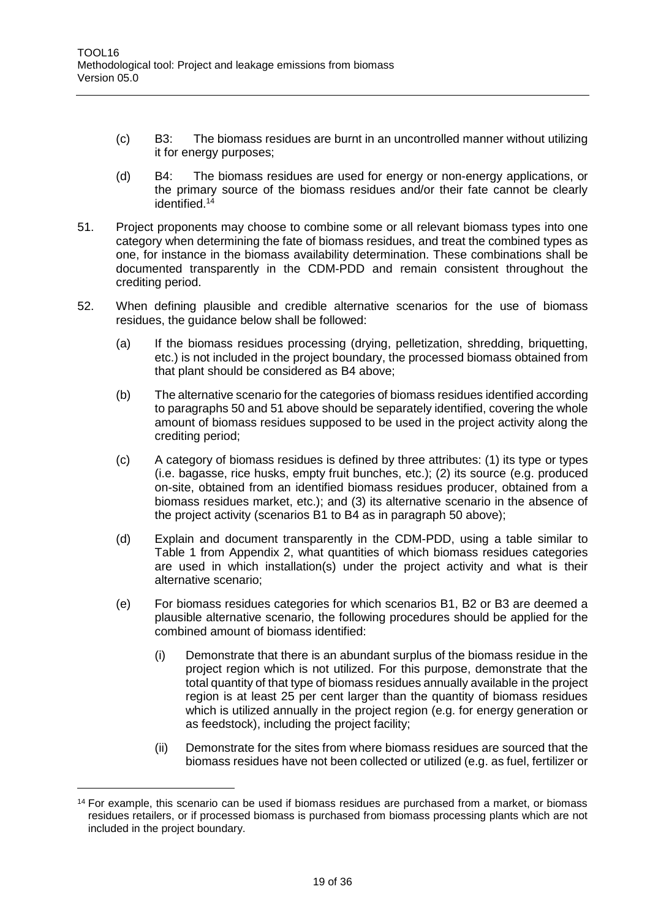(c) B3: The biomass residues are burnt in an uncontrolled manner without utilizing it for energy purposes;

(d) B4: The biomass residues are used for energy or non-energy applications, or the primary source of the biomass residues and/or their fate cannot be clearly identified.[14]

51. Project proponents may choose to combine some or all relevant biomass types into one category when determining the fate of biomass residues, and treat the combined types as one, for instance in the biomass availability determination. These combinations shall be documented transparently in the CDM-PDD and remain consistent throughout the crediting period.

52. When defining plausible and credible alternative scenarios for the use of biomass residues, the guidance below shall be followed:

   (a) If the biomass residues processing (drying, pelletization, shredding, briquetting, etc.) is not included in the project boundary, the processed biomass obtained from that plant should be considered as B4 above;

   (b) The alternative scenario for the categories of biomass residues identified according to paragraphs 50 and 51 above should be separately identified, covering the whole amount of biomass residues supposed to be used in the project activity along the crediting period;

   (c) A category of biomass residues is defined by three attributes: (1) its type or types (i.e. bagasse, rice husks, empty fruit bunches, etc.); (2) its source (e.g. produced on-site, obtained from an identified biomass residues producer, obtained from a biomass residues market, etc.); and (3) its alternative scenario in the absence of the project activity (scenarios B1 to B4 as in paragraph 50 above);

   (d) Explain and document transparently in the CDM-PDD, using a table similar to Table 1 from Appendix 2, what quantities of which biomass residues categories are used in which installation(s) under the project activity and what is their alternative scenario;

   (e) For biomass residues categories for which scenarios B1, B2 or B3 are deemed a plausible alternative scenario, the following procedures should be applied for the combined amount of biomass identified:

      (i) Demonstrate that there is an abundant surplus of the biomass residue in the project region which is not utilized. For this purpose, demonstrate that the total quantity of that type of biomass residues annually available in the project region is at least 25 per cent larger than the quantity of biomass residues which is utilized annually in the project region (e.g. for energy generation or as feedstock), including the project facility;

      (ii) Demonstrate for the sites from where biomass residues are sourced that the biomass residues have not been collected or utilized (e.g. as fuel, fertilizer or

[14] For example, this scenario can be used if biomass residues are purchased from a market, or biomass residues retailers, or if processed biomass is purchased from biomass processing plants which are not included in the project boundary.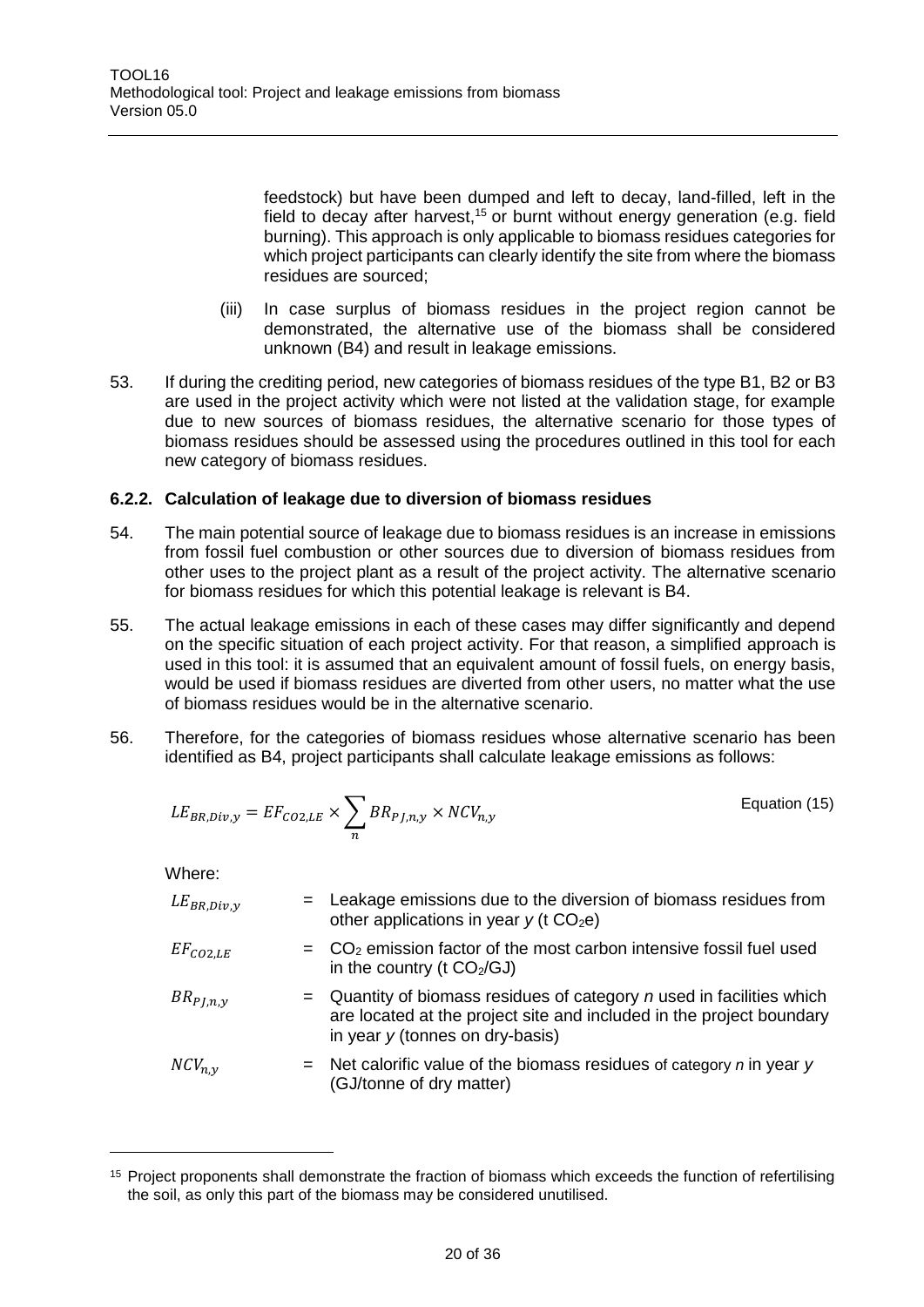feedstock) but have been dumped and left to decay, land-filled, left in the field to decay after harvest,[15] or burnt without energy generation (e.g. field burning). This approach is only applicable to biomass residues categories for which project participants can clearly identify the site from where the biomass residues are sourced;

(iii) In case surplus of biomass residues in the project region cannot be demonstrated, the alternative use of the biomass shall be considered unknown (B4) and result in leakage emissions.

53. If during the crediting period, new categories of biomass residues of the type B1, B2 or B3 are used in the project activity which were not listed at the validation stage, for example due to new sources of biomass residues, the alternative scenario for those types of biomass residues should be assessed using the procedures outlined in this tool for each new category of biomass residues.

### 6.2.2. Calculation of leakage due to diversion of biomass residues

54. The main potential source of leakage due to biomass residues is an increase in emissions from fossil fuel combustion or other sources due to diversion of biomass residues from other uses to the project plant as a result of the project activity. The alternative scenario for biomass residues for which this potential leakage is relevant is B4.

55. The actual leakage emissions in each of these cases may differ significantly and depend on the specific situation of each project activity. For that reason, a simplified approach is used in this tool: it is assumed that an equivalent amount of fossil fuels, on energy basis, would be used if biomass residues are diverted from other users, no matter what the use of biomass residues would be in the alternative scenario.

56. Therefore, for the categories of biomass residues whose alternative scenario has been identified as B4, project participants shall calculate leakage emissions as follows:

$$LE_{BR,Div,y} = EF_{CO2,LE} \times \sum_{n} BR_{PJ,n,y} \times NCV_{n,y} \qquad \text{Equation (15)}$$

Where:

| | | |
|---|---|---|
| $LE_{BR,Div,y}$ | = | Leakage emissions due to the diversion of biomass residues from other applications in year $y$ ($t\ CO_2e$) |
| $EF_{CO2,LE}$ | = | $CO_2$ emission factor of the most carbon intensive fossil fuel used in the country ($t\ CO_2/GJ$) |
| $BR_{PJ,n,y}$ | = | Quantity of biomass residues of category $n$ used in facilities which are located at the project site and included in the project boundary in year $y$ (tonnes on dry-basis) |
| $NCV_{n,y}$ | = | Net calorific value of the biomass residues of category $n$ in year $y$ (GJ/tonne of dry matter) |

[15] Project proponents shall demonstrate the fraction of biomass which exceeds the function of refertilising the soil, as only this part of the biomass may be considered unutilised.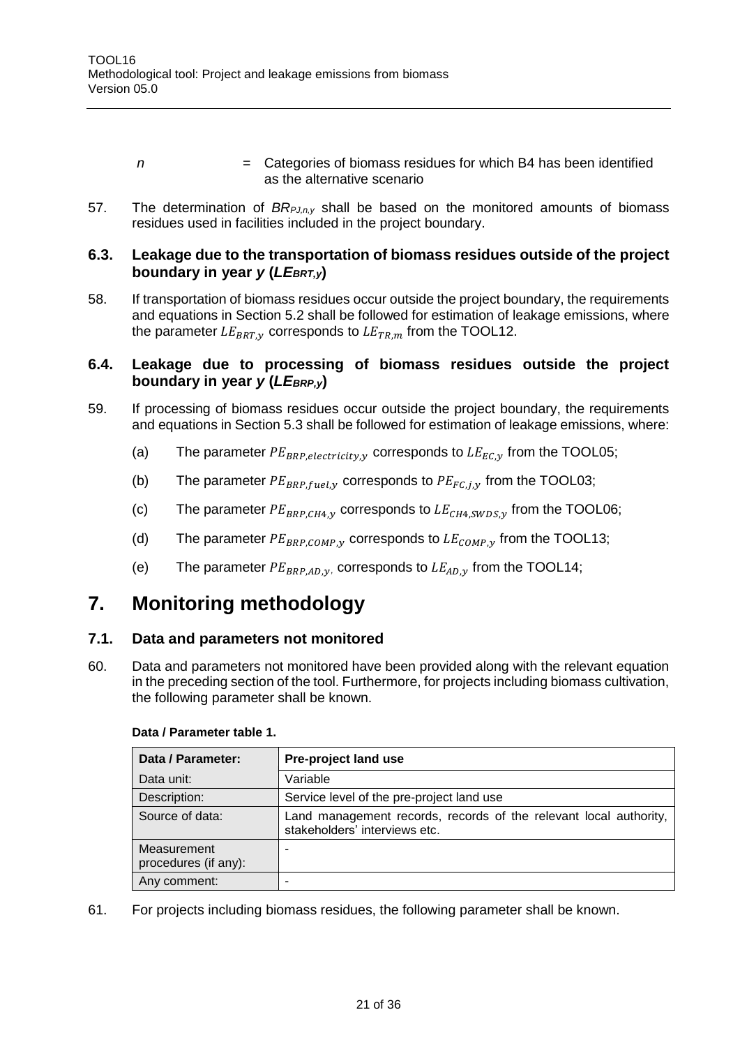| | | |
|---|---|---|
| $n$ | = | Categories of biomass residues for which B4 has been identified as the alternative scenario |

57. The determination of $BR_{PJ,n,y}$ shall be based on the monitored amounts of biomass residues used in facilities included in the project boundary.

### 6.3. Leakage due to the transportation of biomass residues outside of the project boundary in year *y* ($LE_{BRT,y}$)

58. If transportation of biomass residues occur outside the project boundary, the requirements and equations in Section 5.2 shall be followed for estimation of leakage emissions, where the parameter $LE_{BRT,y}$ corresponds to $LE_{TR,m}$ from the TOOL12.

### 6.4. Leakage due to processing of biomass residues outside the project boundary in year *y* ($LE_{BRP,y}$)

59. If processing of biomass residues occur outside the project boundary, the requirements and equations in Section 5.3 shall be followed for estimation of leakage emissions, where:

   (a) The parameter $PE_{BRP,electricity,y}$ corresponds to $LE_{EC,y}$ from the TOOL05;

   (b) The parameter $PE_{BRP,fuel,y}$ corresponds to $PE_{FC,j,y}$ from the TOOL03;

   (c) The parameter $PE_{BRP,CH4,y}$ corresponds to $LE_{CH4,SWDS,y}$ from the TOOL06;

   (d) The parameter $PE_{BRP,COMP,y}$ corresponds to $LE_{COMP,y}$ from the TOOL13;

   (e) The parameter $PE_{BRP,AD,y}$, corresponds to $LE_{AD,y}$ from the TOOL14;

# 7. Monitoring methodology

## 7.1. Data and parameters not monitored

60. Data and parameters not monitored have been provided along with the relevant equation in the preceding section of the tool. Furthermore, for projects including biomass cultivation, the following parameter shall be known.

**Data / Parameter table 1.**

| Data / Parameter: | Pre-project land use |
|---|---|
| Data unit: | Variable |
| Description: | Service level of the pre-project land use |
| Source of data: | Land management records, records of the relevant local authority, stakeholders' interviews etc. |
| Measurement procedures (if any): | - |
| Any comment: | - |

61. For projects including biomass residues, the following parameter shall be known.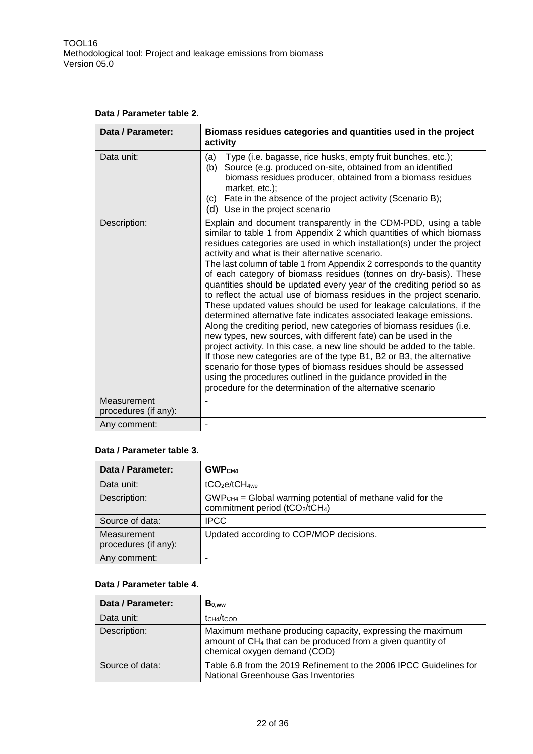**Data / Parameter table 2.**

| Data / Parameter: | Biomass residues categories and quantities used in the project activity |
|---|---|
| Data unit: | (a) Type (i.e. bagasse, rice husks, empty fruit bunches, etc.); (b) Source (e.g. produced on-site, obtained from an identified biomass residues producer, obtained from a biomass residues market, etc.); (c) Fate in the absence of the project activity (Scenario B); (d) Use in the project scenario |
| Description: | Explain and document transparently in the CDM-PDD, using a table similar to table 1 from Appendix 2 which quantities of which biomass residues categories are used in which installation(s) under the project activity and what is their alternative scenario. The last column of table 1 from Appendix 2 corresponds to the quantity of each category of biomass residues (tonnes on dry-basis). These quantities should be updated every year of the crediting period so as to reflect the actual use of biomass residues in the project scenario. These updated values should be used for leakage calculations, if the determined alternative fate indicates associated leakage emissions. Along the crediting period, new categories of biomass residues (i.e. new types, new sources, with different fate) can be used in the project activity. In this case, a new line should be added to the table. If those new categories are of the type B1, B2 or B3, the alternative scenario for those types of biomass residues should be assessed using the procedures outlined in the guidance provided in the procedure for the determination of the alternative scenario |
| Measurement procedures (if any): | - |
| Any comment: | - |

**Data / Parameter table 3.**

| Data / Parameter: | $GWP_{CH4}$ |
|---|---|
| Data unit: | $tCO_2e/tCH_{4we}$ |
| Description: | $GWP_{CH4}$ = Global warming potential of methane valid for the commitment period ($tCO_2/tCH_4$) |
| Source of data: | IPCC |
| Measurement procedures (if any): | Updated according to COP/MOP decisions. |
| Any comment: | - |

**Data / Parameter table 4.**

| Data / Parameter: | $B_{0,ww}$ |
|---|---|
| Data unit: | $t_{CH4}/t_{COD}$ |
| Description: | Maximum methane producing capacity, expressing the maximum amount of $CH_4$ that can be produced from a given quantity of chemical oxygen demand (COD) |
| Source of data: | Table 6.8 from the 2019 Refinement to the 2006 IPCC Guidelines for National Greenhouse Gas Inventories |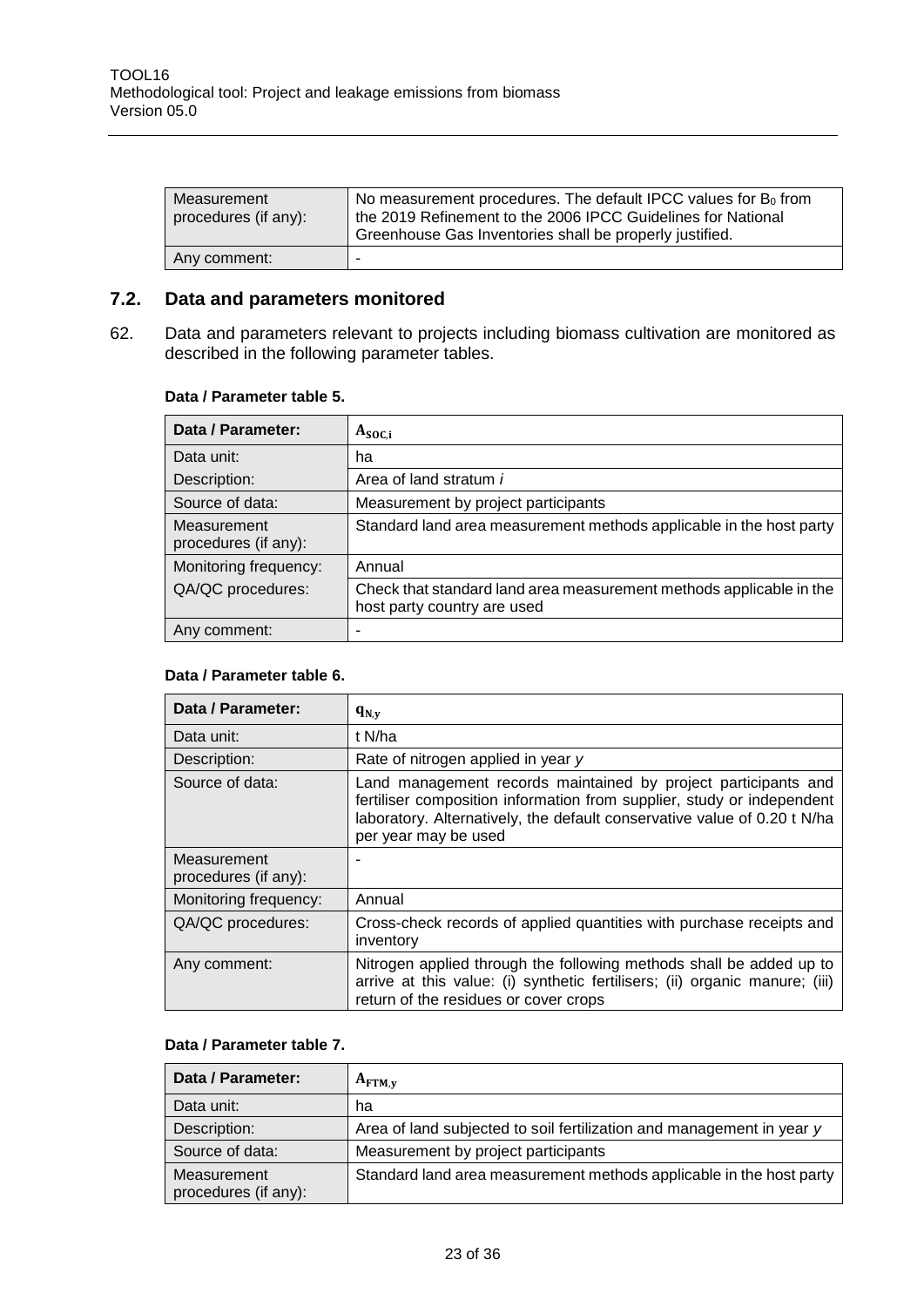| Measurement procedures (if any): | No measurement procedures. The default IPCC values for $B_0$ from the 2019 Refinement to the 2006 IPCC Guidelines for National Greenhouse Gas Inventories shall be properly justified. |
|---|---|
| Any comment: | - |

## 7.2. Data and parameters monitored

62. Data and parameters relevant to projects including biomass cultivation are monitored as described in the following parameter tables.

**Data / Parameter table 5.**

| Data / Parameter: | $A_{SOC,i}$ |
|---|---|
| Data unit: | ha |
| Description: | Area of land stratum *i* |
| Source of data: | Measurement by project participants |
| Measurement procedures (if any): | Standard land area measurement methods applicable in the host party |
| Monitoring frequency: | Annual |
| QA/QC procedures: | Check that standard land area measurement methods applicable in the host party country are used |
| Any comment: | - |

**Data / Parameter table 6.**

| Data / Parameter: | $q_{N,y}$ |
|---|---|
| Data unit: | t N/ha |
| Description: | Rate of nitrogen applied in year *y* |
| Source of data: | Land management records maintained by project participants and fertiliser composition information from supplier, study or independent laboratory. Alternatively, the default conservative value of 0.20 t N/ha per year may be used |
| Measurement procedures (if any): | - |
| Monitoring frequency: | Annual |
| QA/QC procedures: | Cross-check records of applied quantities with purchase receipts and inventory |
| Any comment: | Nitrogen applied through the following methods shall be added up to arrive at this value: (i) synthetic fertilisers; (ii) organic manure; (iii) return of the residues or cover crops |

**Data / Parameter table 7.**

| Data / Parameter: | $A_{FTM,y}$ |
|---|---|
| Data unit: | ha |
| Description: | Area of land subjected to soil fertilization and management in year *y* |
| Source of data: | Measurement by project participants |
| Measurement procedures (if any): | Standard land area measurement methods applicable in the host party |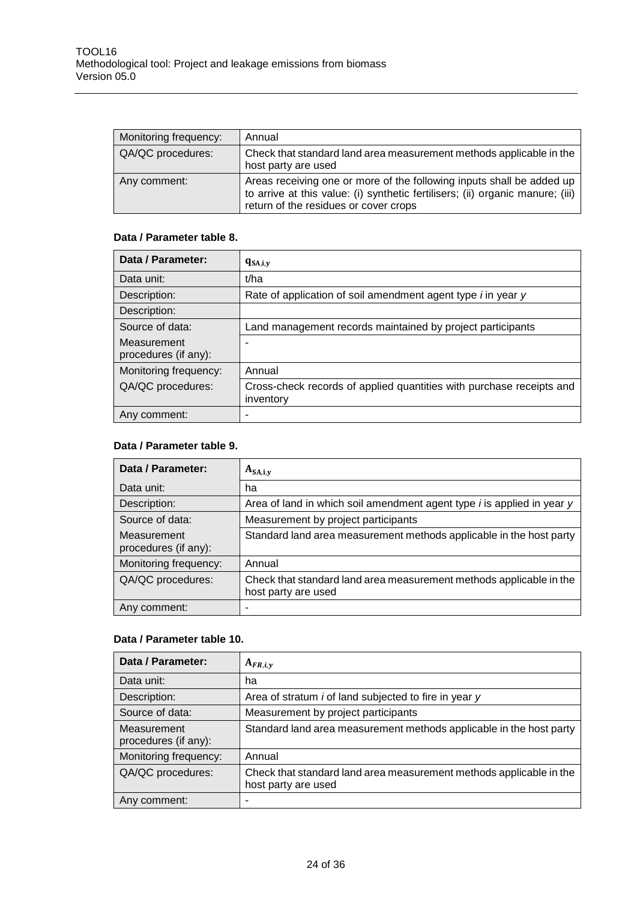| Monitoring frequency: | Annual |
|---|---|
| QA/QC procedures: | Check that standard land area measurement methods applicable in the host party are used |
| Any comment: | Areas receiving one or more of the following inputs shall be added up to arrive at this value: (i) synthetic fertilisers; (ii) organic manure; (iii) return of the residues or cover crops |

#### Data / Parameter table 8.

| Data / Parameter: | $q_{SA,i,y}$ |
|---|---|
| Data unit: | t/ha |
| Description: | Rate of application of soil amendment agent type *i* in year *y* |
| Description: | |
| Source of data: | Land management records maintained by project participants |
| Measurement procedures (if any): | - |
| Monitoring frequency: | Annual |
| QA/QC procedures: | Cross-check records of applied quantities with purchase receipts and inventory |
| Any comment: | - |

#### Data / Parameter table 9.

| Data / Parameter: | $A_{SA,i,y}$ |
|---|---|
| Data unit: | ha |
| Description: | Area of land in which soil amendment agent type *i* is applied in year *y* |
| Source of data: | Measurement by project participants |
| Measurement procedures (if any): | Standard land area measurement methods applicable in the host party |
| Monitoring frequency: | Annual |
| QA/QC procedures: | Check that standard land area measurement methods applicable in the host party are used |
| Any comment: | - |

#### Data / Parameter table 10.

| Data / Parameter: | $A_{FR,i,y}$ |
|---|---|
| Data unit: | ha |
| Description: | Area of stratum *i* of land subjected to fire in year *y* |
| Source of data: | Measurement by project participants |
| Measurement procedures (if any): | Standard land area measurement methods applicable in the host party |
| Monitoring frequency: | Annual |
| QA/QC procedures: | Check that standard land area measurement methods applicable in the host party are used |
| Any comment: | - |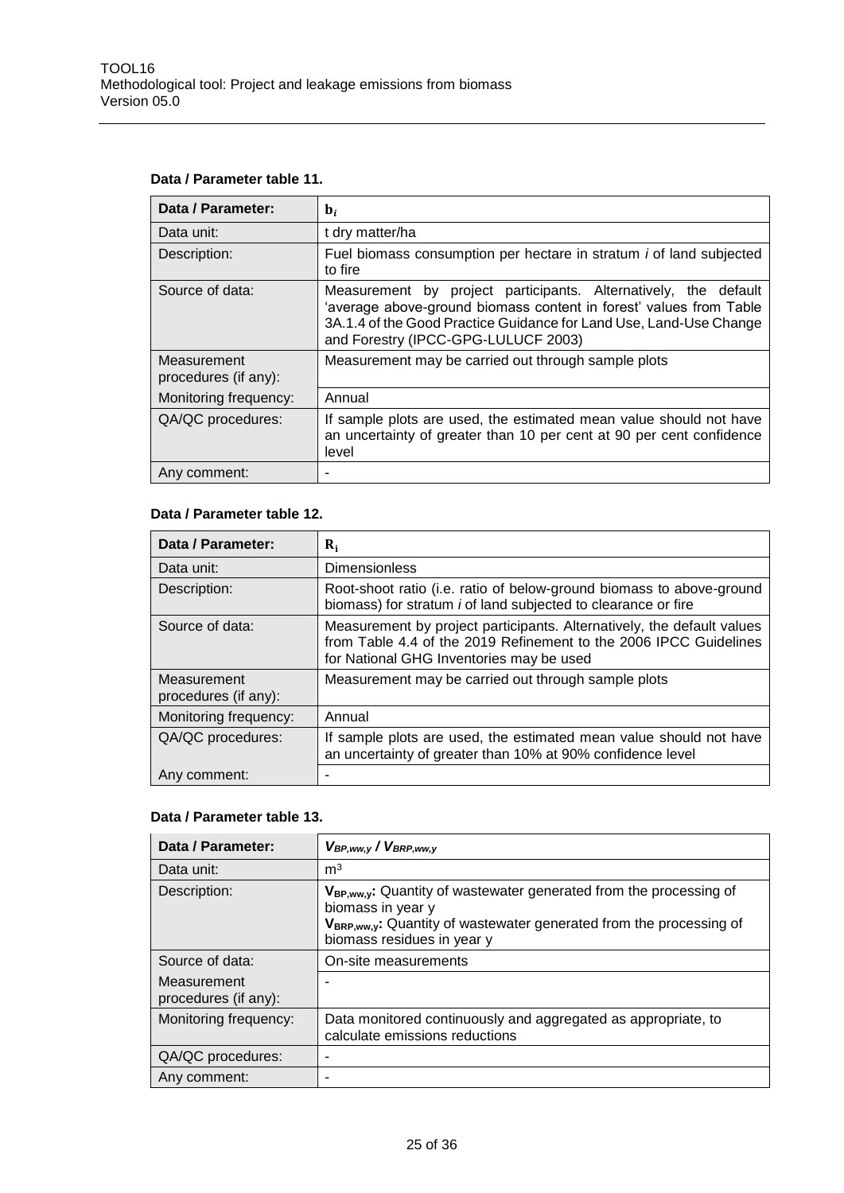**Data / Parameter table 11.**

| Data / Parameter: | $b_i$ |
|---|---|
| Data unit: | t dry matter/ha |
| Description: | Fuel biomass consumption per hectare in stratum *i* of land subjected to fire |
| Source of data: | Measurement by project participants. Alternatively, the default 'average above-ground biomass content in forest' values from Table 3A.1.4 of the Good Practice Guidance for Land Use, Land-Use Change and Forestry (IPCC-GPG-LULUCF 2003) |
| Measurement procedures (if any): | Measurement may be carried out through sample plots |
| Monitoring frequency: | Annual |
| QA/QC procedures: | If sample plots are used, the estimated mean value should not have an uncertainty of greater than 10 per cent at 90 per cent confidence level |
| Any comment: | - |

**Data / Parameter table 12.**

| Data / Parameter: | $R_i$ |
|---|---|
| Data unit: | Dimensionless |
| Description: | Root-shoot ratio (i.e. ratio of below-ground biomass to above-ground biomass) for stratum *i* of land subjected to clearance or fire |
| Source of data: | Measurement by project participants. Alternatively, the default values from Table 4.4 of the 2019 Refinement to the 2006 IPCC Guidelines for National GHG Inventories may be used |
| Measurement procedures (if any): | Measurement may be carried out through sample plots |
| Monitoring frequency: | Annual |
| QA/QC procedures: | If sample plots are used, the estimated mean value should not have an uncertainty of greater than 10% at 90% confidence level |
| Any comment: | - |

**Data / Parameter table 13.**

| Data / Parameter: | $V_{BP,ww,y}$ / $V_{BRP,ww,y}$ |
|---|---|
| Data unit: | $m^3$ |
| Description: | $V_{BP,ww,y}$: Quantity of wastewater generated from the processing of biomass in year y<br>$V_{BRP,ww,y}$: Quantity of wastewater generated from the processing of biomass residues in year y |
| Source of data: | On-site measurements |
| Measurement procedures (if any): | - |
| Monitoring frequency: | Data monitored continuously and aggregated as appropriate, to calculate emissions reductions |
| QA/QC procedures: | - |
| Any comment: | - |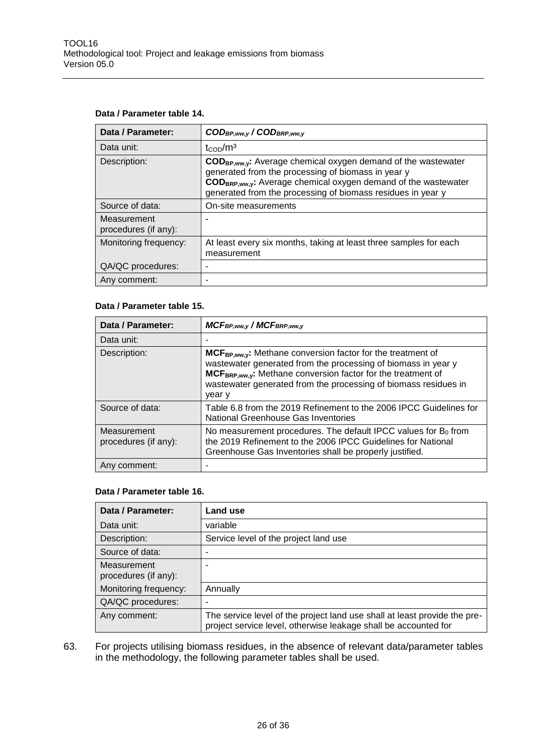**Data / Parameter table 14.**

| Data / Parameter: | $COD_{BP,ww,y}$ / $COD_{BRP,ww,y}$ |
|---|---|
| Data unit: | $t_{COD}/m^3$ |
| Description: | **$COD_{BP,ww,y}$:** Average chemical oxygen demand of the wastewater generated from the processing of biomass in year y<br>**$COD_{BRP,ww,y}$:** Average chemical oxygen demand of the wastewater generated from the processing of biomass residues in year y |
| Source of data: | On-site measurements |
| Measurement procedures (if any): | - |
| Monitoring frequency: | At least every six months, taking at least three samples for each measurement |
| QA/QC procedures: | - |
| Any comment: | - |

**Data / Parameter table 15.**

| Data / Parameter: | $MCF_{BP,ww,y}$ / $MCF_{BRP,ww,y}$ |
|---|---|
| Data unit: | - |
| Description: | **$MCF_{BP,ww,y}$:** Methane conversion factor for the treatment of wastewater generated from the processing of biomass in year y<br>**$MCF_{BRP,ww,y}$:** Methane conversion factor for the treatment of wastewater generated from the processing of biomass residues in year y |
| Source of data: | Table 6.8 from the 2019 Refinement to the 2006 IPCC Guidelines for National Greenhouse Gas Inventories |
| Measurement procedures (if any): | No measurement procedures. The default IPCC values for $B_0$ from the 2019 Refinement to the 2006 IPCC Guidelines for National Greenhouse Gas Inventories shall be properly justified. |
| Any comment: | - |

**Data / Parameter table 16.**

| Data / Parameter: | **Land use** |
|---|---|
| Data unit: | variable |
| Description: | Service level of the project land use |
| Source of data: | - |
| Measurement procedures (if any): | - |
| Monitoring frequency: | Annually |
| QA/QC procedures: | - |
| Any comment: | The service level of the project land use shall at least provide the pre-project service level, otherwise leakage shall be accounted for |

63. For projects utilising biomass residues, in the absence of relevant data/parameter tables in the methodology, the following parameter tables shall be used.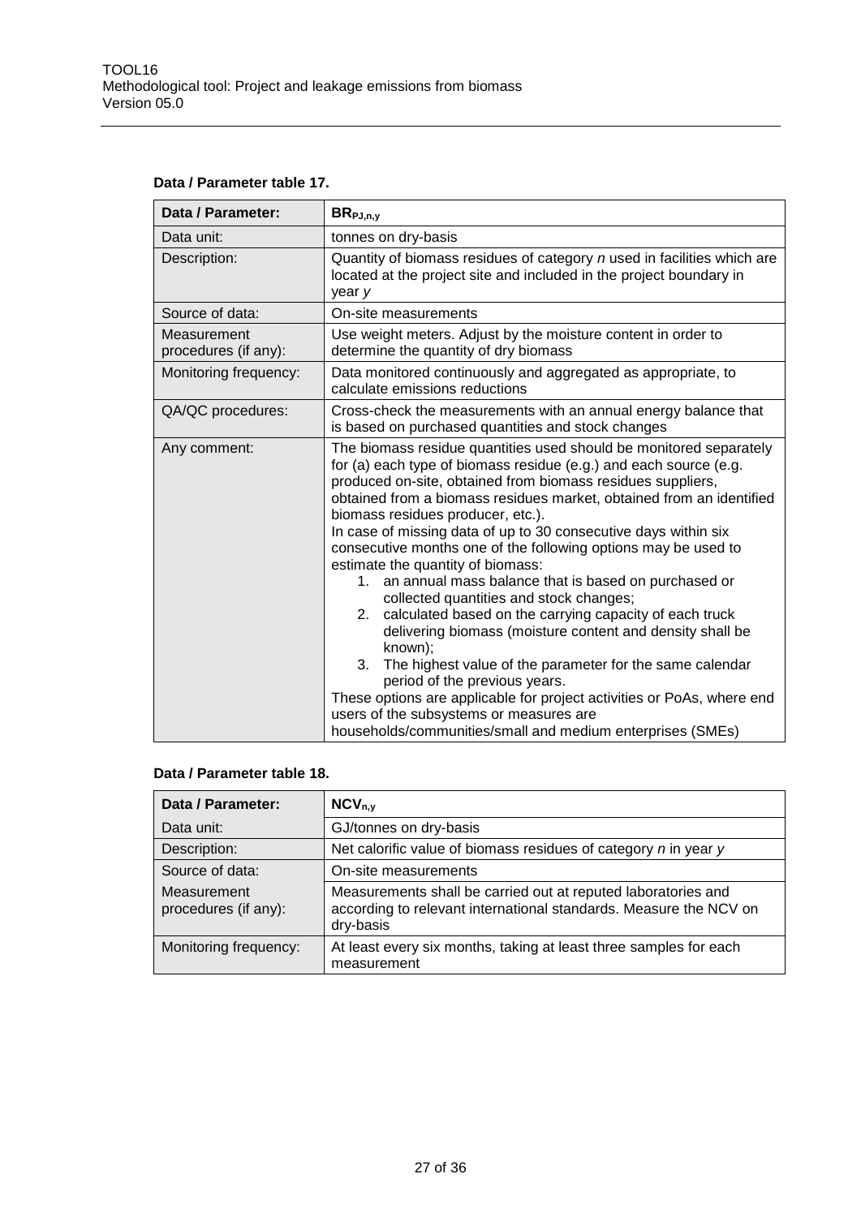**Data / Parameter table 17.**

| Data / Parameter: | $BR_{PJ,n,y}$ |
|---|---|
| Data unit: | tonnes on dry-basis |
| Description: | Quantity of biomass residues of category *n* used in facilities which are located at the project site and included in the project boundary in year *y* |
| Source of data: | On-site measurements |
| Measurement procedures (if any): | Use weight meters. Adjust by the moisture content in order to determine the quantity of dry biomass |
| Monitoring frequency: | Data monitored continuously and aggregated as appropriate, to calculate emissions reductions |
| QA/QC procedures: | Cross-check the measurements with an annual energy balance that is based on purchased quantities and stock changes |
| Any comment: | The biomass residue quantities used should be monitored separately for (a) each type of biomass residue (e.g.) and each source (e.g. produced on-site, obtained from biomass residues suppliers, obtained from a biomass residues market, obtained from an identified biomass residues producer, etc.).<br>In case of missing data of up to 30 consecutive days within six consecutive months one of the following options may be used to estimate the quantity of biomass:<br>1. an annual mass balance that is based on purchased or collected quantities and stock changes;<br>2. calculated based on the carrying capacity of each truck delivering biomass (moisture content and density shall be known);<br>3. The highest value of the parameter for the same calendar period of the previous years.<br>These options are applicable for project activities or PoAs, where end users of the subsystems or measures are households/communities/small and medium enterprises (SMEs) |

**Data / Parameter table 18.**

| Data / Parameter: | $NCV_{n,y}$ |
|---|---|
| Data unit: | GJ/tonnes on dry-basis |
| Description: | Net calorific value of biomass residues of category *n* in year *y* |
| Source of data: | On-site measurements |
| Measurement procedures (if any): | Measurements shall be carried out at reputed laboratories and according to relevant international standards. Measure the NCV on dry-basis |
| Monitoring frequency: | At least every six months, taking at least three samples for each measurement |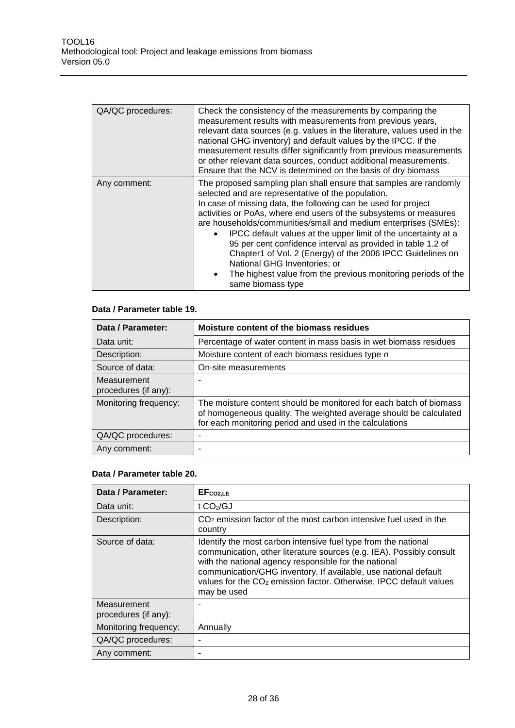| QA/QC procedures: | Check the consistency of the measurements by comparing the measurement results with measurements from previous years, relevant data sources (e.g. values in the literature, values used in the national GHG inventory) and default values by the IPCC. If the measurement results differ significantly from previous measurements or other relevant data sources, conduct additional measurements. Ensure that the NCV is determined on the basis of dry biomass |
|---|---|
| Any comment: | The proposed sampling plan shall ensure that samples are randomly selected and are representative of the population.<br>In case of missing data, the following can be used for project activities or PoAs, where end users of the subsystems or measures are households/communities/small and medium enterprises (SMEs):<br>• IPCC default values at the upper limit of the uncertainty at a 95 per cent confidence interval as provided in table 1.2 of Chapter1 of Vol. 2 (Energy) of the 2006 IPCC Guidelines on National GHG Inventories; or<br>• The highest value from the previous monitoring periods of the same biomass type |

**Data / Parameter table 19.**

| Data / Parameter: | **Moisture content of the biomass residues** |
|---|---|
| Data unit: | Percentage of water content in mass basis in wet biomass residues |
| Description: | Moisture content of each biomass residues type *n* |
| Source of data: | On-site measurements |
| Measurement procedures (if any): | - |
| Monitoring frequency: | The moisture content should be monitored for each batch of biomass of homogeneous quality. The weighted average should be calculated for each monitoring period and used in the calculations |
| QA/QC procedures: | - |
| Any comment: | - |

**Data / Parameter table 20.**

| Data / Parameter: | $EF_{CO2,LE}$ |
|---|---|
| Data unit: | t $CO_2$/GJ |
| Description: | $CO_2$ emission factor of the most carbon intensive fuel used in the country |
| Source of data: | Identify the most carbon intensive fuel type from the national communication, other literature sources (e.g. IEA). Possibly consult with the national agency responsible for the national communication/GHG inventory. If available, use national default values for the $CO_2$ emission factor. Otherwise, IPCC default values may be used |
| Measurement procedures (if any): | - |
| Monitoring frequency: | Annually |
| QA/QC procedures: | - |
| Any comment: | - |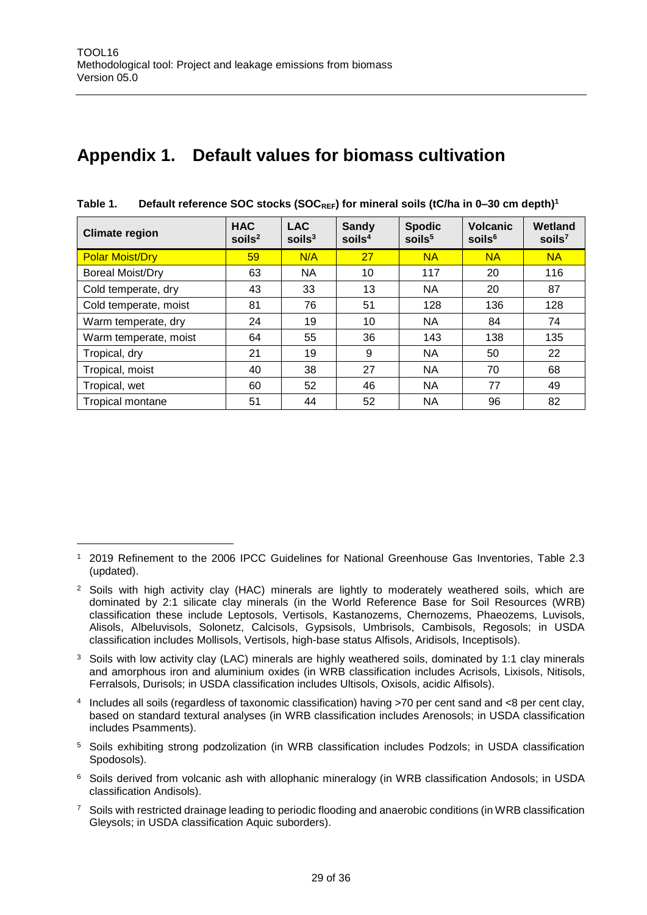# Appendix 1. Default values for biomass cultivation

**Table 1. Default reference SOC stocks ($SOC_{REF}$) for mineral soils (tC/ha in 0–30 cm depth)[1]**

| Climate region | HAC soils[2] | LAC soils[3] | Sandy soils[4] | Spodic soils[5] | Volcanic soils[6] | Wetland soils[7] |
|---|---|---|---|---|---|---|
| Polar Moist/Dry | 59 | N/A | 27 | NA | NA | NA |
| Boreal Moist/Dry | 63 | NA | 10 | 117 | 20 | 116 |
| Cold temperate, dry | 43 | 33 | 13 | NA | 20 | 87 |
| Cold temperate, moist | 81 | 76 | 51 | 128 | 136 | 128 |
| Warm temperate, dry | 24 | 19 | 10 | NA | 84 | 74 |
| Warm temperate, moist | 64 | 55 | 36 | 143 | 138 | 135 |
| Tropical, dry | 21 | 19 | 9 | NA | 50 | 22 |
| Tropical, moist | 40 | 38 | 27 | NA | 70 | 68 |
| Tropical, wet | 60 | 52 | 46 | NA | 77 | 49 |
| Tropical montane | 51 | 44 | 52 | NA | 96 | 82 |

[1] 2019 Refinement to the 2006 IPCC Guidelines for National Greenhouse Gas Inventories, Table 2.3 (updated).

[2] Soils with high activity clay (HAC) minerals are lightly to moderately weathered soils, which are dominated by 2:1 silicate clay minerals (in the World Reference Base for Soil Resources (WRB) classification these include Leptosols, Vertisols, Kastanozems, Chernozems, Phaeozems, Luvisols, Alisols, Albeluvisols, Solonetz, Calcisols, Gypsisols, Umbrisols, Cambisols, Regosols; in USDA classification includes Mollisols, Vertisols, high-base status Alfisols, Aridisols, Inceptisols).

[3] Soils with low activity clay (LAC) minerals are highly weathered soils, dominated by 1:1 clay minerals and amorphous iron and aluminium oxides (in WRB classification includes Acrisols, Lixisols, Nitisols, Ferralsols, Durisols; in USDA classification includes Ultisols, Oxisols, acidic Alfisols).

[4] Includes all soils (regardless of taxonomic classification) having >70 per cent sand and <8 per cent clay, based on standard textural analyses (in WRB classification includes Arenosols; in USDA classification includes Psamments).

[5] Soils exhibiting strong podzolization (in WRB classification includes Podzols; in USDA classification Spodosols).

[6] Soils derived from volcanic ash with allophanic mineralogy (in WRB classification Andosols; in USDA classification Andisols).

[7] Soils with restricted drainage leading to periodic flooding and anaerobic conditions (in WRB classification Gleysols; in USDA classification Aquic suborders).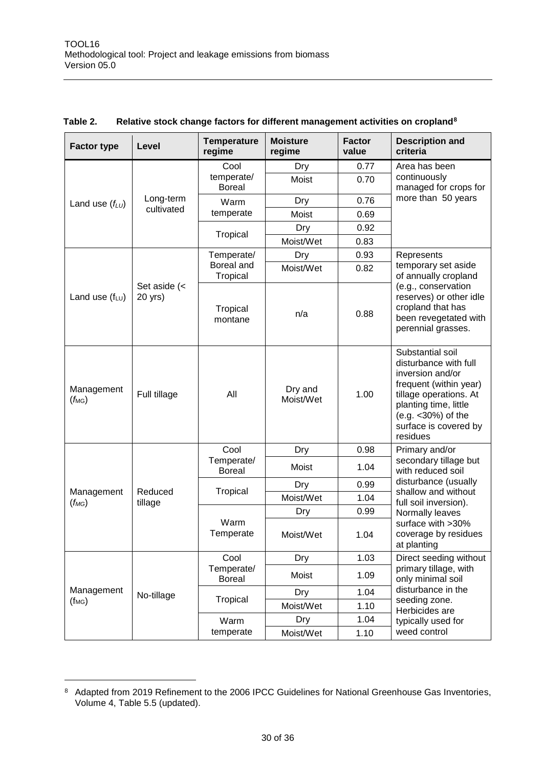**Table 2. Relative stock change factors for different management activities on cropland**[8]

| Factor type | Level | Temperature regime | Moisture regime | Factor value | Description and criteria |
|---|---|---|---|---|---|
| Land use ($f_{LU}$) | Long-term cultivated | Cool temperate/ Boreal | Dry | 0.77 | Area has been continuously managed for crops for more than 50 years |
| | | | Moist | 0.70 | |
| | | Warm temperate | Dry | 0.76 | |
| | | | Moist | 0.69 | |
| | | Tropical | Dry | 0.92 | |
| | | | Moist/Wet | 0.83 | |
| Land use ($f_{LU}$) | Set aside (< 20 yrs) | Temperate/ Boreal and Tropical | Dry | 0.93 | Represents temporary set aside of annually cropland (e.g., conservation reserves) or other idle cropland that has been revegetated with perennial grasses. |
| | | | Moist/Wet | 0.82 | |
| | | Tropical montane | n/a | 0.88 | |
| Management ($f_{MG}$) | Full tillage | All | Dry and Moist/Wet | 1.00 | Substantial soil disturbance with full inversion and/or frequent (within year) tillage operations. At planting time, little (e.g. <30%) of the surface is covered by residues |
| Management ($f_{MG}$) | Reduced tillage | Cool Temperate/ Boreal | Dry | 0.98 | Primary and/or secondary tillage but with reduced soil disturbance (usually shallow and without full soil inversion). Normally leaves surface with >30% coverage by residues at planting |
| | | | Moist | 1.04 | |
| | | Tropical | Dry | 0.99 | |
| | | | Moist/Wet | 1.04 | |
| | | Warm Temperate | Dry | 0.99 | |
| | | | Moist/Wet | 1.04 | |
| Management ($f_{MG}$) | No-tillage | Cool Temperate/ Boreal | Dry | 1.03 | Direct seeding without primary tillage, with only minimal soil disturbance in the seeding zone. Herbicides are typically used for weed control |
| | | | Moist | 1.09 | |
| | | Tropical | Dry | 1.04 | |
| | | | Moist/Wet | 1.10 | |
| | | Warm temperate | Dry | 1.04 | |
| | | | Moist/Wet | 1.10 | |

[8] Adapted from 2019 Refinement to the 2006 IPCC Guidelines for National Greenhouse Gas Inventories, Volume 4, Table 5.5 (updated).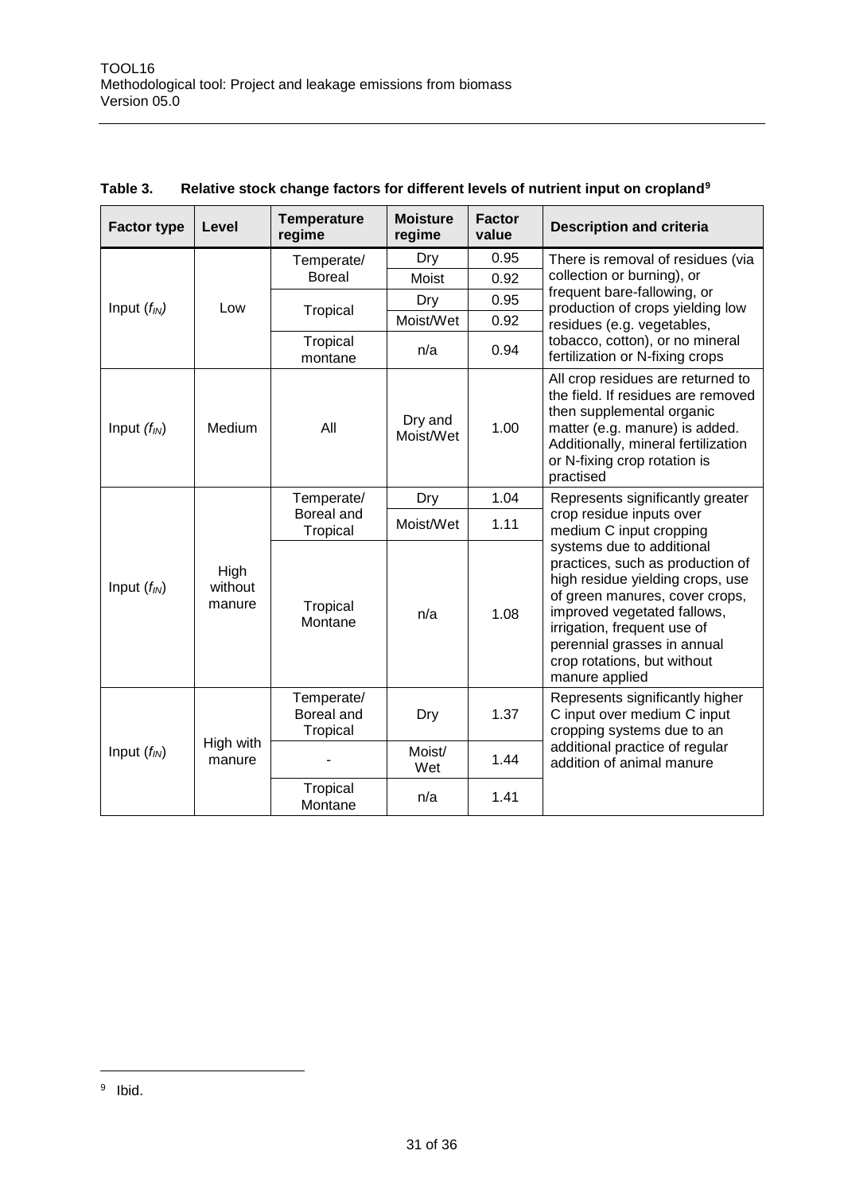**Table 3. Relative stock change factors for different levels of nutrient input on cropland**[9]

| Factor type | Level | Temperature regime | Moisture regime | Factor value | Description and criteria |
|---|---|---|---|---|---|
| Input ($f_{IN}$) | Low | Temperate/ Boreal | Dry | 0.95 | There is removal of residues (via collection or burning), or frequent bare-fallowing, or production of crops yielding low residues (e.g. vegetables, tobacco, cotton), or no mineral fertilization or N-fixing crops |
| | | | Moist | 0.92 | |
| | | Tropical | Dry | 0.95 | |
| | | | Moist/Wet | 0.92 | |
| | | Tropical montane | n/a | 0.94 | |
| Input ($f_{IN}$) | Medium | All | Dry and Moist/Wet | 1.00 | All crop residues are returned to the field. If residues are removed then supplemental organic matter (e.g. manure) is added. Additionally, mineral fertilization or N-fixing crop rotation is practised |
| Input ($f_{IN}$) | High without manure | Temperate/ Boreal and Tropical | Dry | 1.04 | Represents significantly greater crop residue inputs over medium C input cropping systems due to additional practices, such as production of high residue yielding crops, use of green manures, cover crops, improved vegetated fallows, irrigation, frequent use of perennial grasses in annual crop rotations, but without manure applied |
| | | | Moist/Wet | 1.11 | |
| | | Tropical Montane | n/a | 1.08 | |
| Input ($f_{IN}$) | High with manure | Temperate/ Boreal and Tropical | Dry | 1.37 | Represents significantly higher C input over medium C input cropping systems due to an additional practice of regular addition of animal manure |
| | | - | Moist/ Wet | 1.44 | |
| | | Tropical Montane | n/a | 1.41 | |

[9] Ibid.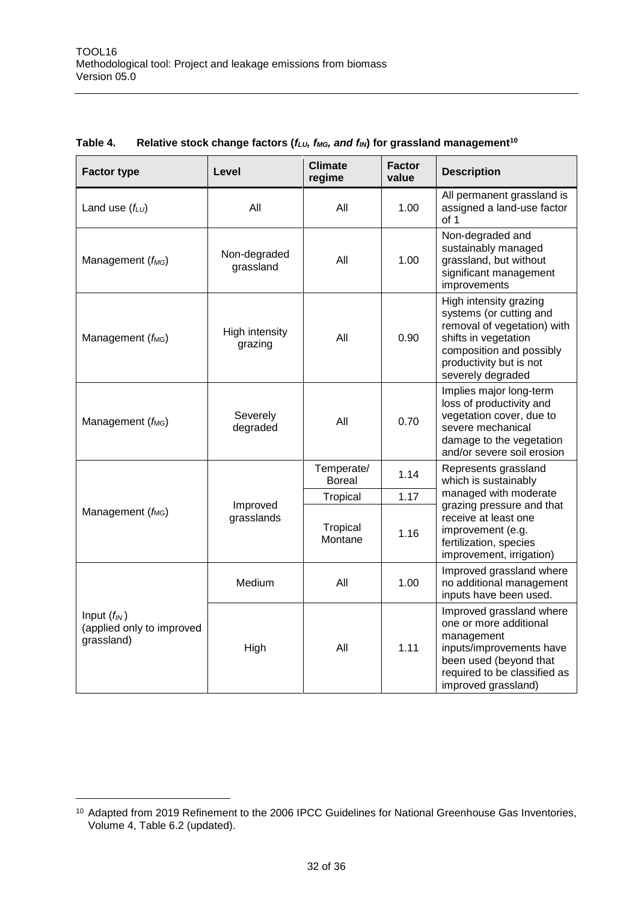**Table 4. Relative stock change factors ($f_{LU}$, $f_{MG}$, and $f_{IN}$) for grassland management[10]**

| Factor type | Level | Climate regime | Factor value | Description |
|---|---|---|---|---|
| Land use ($f_{LU}$) | All | All | 1.00 | All permanent grassland is assigned a land-use factor of 1 |
| Management ($f_{MG}$) | Non-degraded grassland | All | 1.00 | Non-degraded and sustainably managed grassland, but without significant management improvements |
| Management ($f_{MG}$) | High intensity grazing | All | 0.90 | High intensity grazing systems (or cutting and removal of vegetation) with shifts in vegetation composition and possibly productivity but is not severely degraded |
| Management ($f_{MG}$) | Severely degraded | All | 0.70 | Implies major long-term loss of productivity and vegetation cover, due to severe mechanical damage to the vegetation and/or severe soil erosion |
| Management ($f_{MG}$) | Improved grasslands | Temperate/ Boreal | 1.14 | Represents grassland which is sustainably managed with moderate grazing pressure and that receive at least one improvement (e.g. fertilization, species improvement, irrigation) |
| | | Tropical | 1.17 | |
| | | Tropical Montane | 1.16 | |
| Input ($f_{IN}$) (applied only to improved grassland) | Medium | All | 1.00 | Improved grassland where no additional management inputs have been used. |
| | High | All | 1.11 | Improved grassland where one or more additional management inputs/improvements have been used (beyond that required to be classified as improved grassland) |

[10] Adapted from 2019 Refinement to the 2006 IPCC Guidelines for National Greenhouse Gas Inventories, Volume 4, Table 6.2 (updated).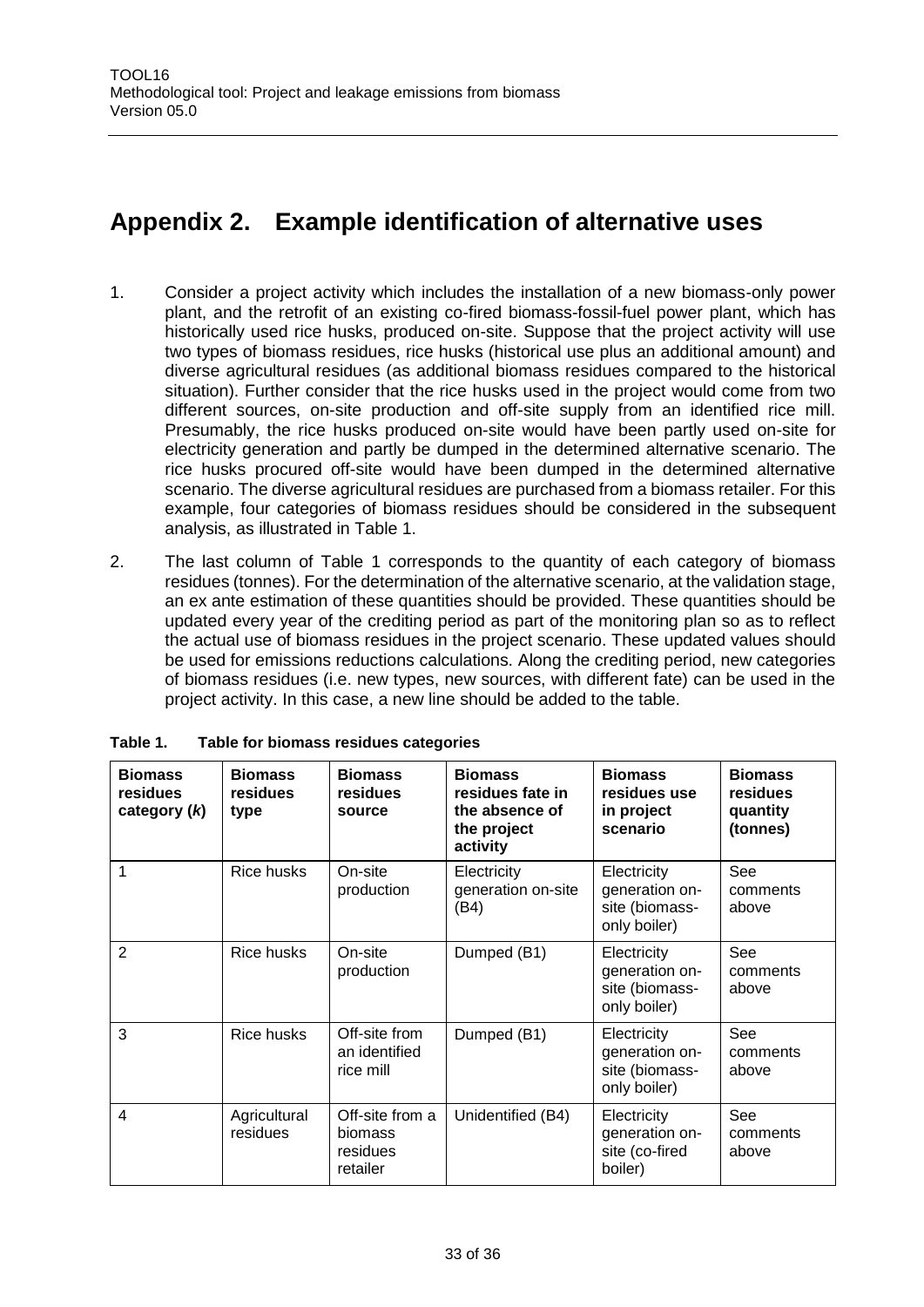# Appendix 2. Example identification of alternative uses

1. Consider a project activity which includes the installation of a new biomass-only power plant, and the retrofit of an existing co-fired biomass-fossil-fuel power plant, which has historically used rice husks, produced on-site. Suppose that the project activity will use two types of biomass residues, rice husks (historical use plus an additional amount) and diverse agricultural residues (as additional biomass residues compared to the historical situation). Further consider that the rice husks used in the project would come from two different sources, on-site production and off-site supply from an identified rice mill. Presumably, the rice husks produced on-site would have been partly used on-site for electricity generation and partly be dumped in the determined alternative scenario. The rice husks procured off-site would have been dumped in the determined alternative scenario. The diverse agricultural residues are purchased from a biomass retailer. For this example, four categories of biomass residues should be considered in the subsequent analysis, as illustrated in Table 1.

2. The last column of Table 1 corresponds to the quantity of each category of biomass residues (tonnes). For the determination of the alternative scenario, at the validation stage, an ex ante estimation of these quantities should be provided. These quantities should be updated every year of the crediting period as part of the monitoring plan so as to reflect the actual use of biomass residues in the project scenario. These updated values should be used for emissions reductions calculations. Along the crediting period, new categories of biomass residues (i.e. new types, new sources, with different fate) can be used in the project activity. In this case, a new line should be added to the table.

**Table 1. Table for biomass residues categories**

| Biomass residues category (*k*) | Biomass residues type | Biomass residues source | Biomass residues fate in the absence of the project activity | Biomass residues use in project scenario | Biomass residues quantity (tonnes) |
|---|---|---|---|---|---|
| 1 | Rice husks | On-site production | Electricity generation on-site (B4) | Electricity generation on-site (biomass-only boiler) | See comments above |
| 2 | Rice husks | On-site production | Dumped (B1) | Electricity generation on-site (biomass-only boiler) | See comments above |
| 3 | Rice husks | Off-site from an identified rice mill | Dumped (B1) | Electricity generation on-site (biomass-only boiler) | See comments above |
| 4 | Agricultural residues | Off-site from a biomass residues retailer | Unidentified (B4) | Electricity generation on-site (co-fired boiler) | See comments above |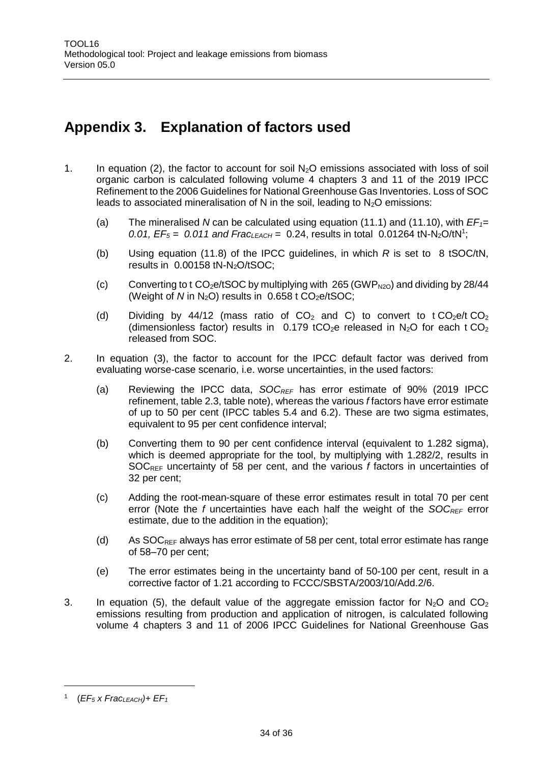# Appendix 3. Explanation of factors used

1. In equation (2), the factor to account for soil $N_2O$ emissions associated with loss of soil organic carbon is calculated following volume 4 chapters 3 and 11 of the 2019 IPCC Refinement to the 2006 Guidelines for National Greenhouse Gas Inventories. Loss of SOC leads to associated mineralisation of N in the soil, leading to $N_2O$ emissions:

    (a) The mineralised *N* can be calculated using equation (11.1) and (11.10), with $EF_1 = 0.01$, $EF_5 = 0.011$ *and* $Frac_{LEACH} = 0.24$, results in total 0.01264 tN-$N_2O$/tN[1];

    (b) Using equation (11.8) of the IPCC guidelines, in which *R* is set to 8 tSOC/tN, results in 0.00158 tN-$N_2O$/tSOC;

    (c) Converting to t $CO_2$e/tSOC by multiplying with 265 ($GWP_{N2O}$) and dividing by 28/44 (Weight of *N* in $N_2O$) results in 0.658 t $CO_2$e/tSOC;

    (d) Dividing by 44/12 (mass ratio of $CO_2$ and C) to convert to t $CO_2$e/t $CO_2$ (dimensionless factor) results in 0.179 t$CO_2$e released in $N_2O$ for each t $CO_2$ released from SOC.

2. In equation (3), the factor to account for the IPCC default factor was derived from evaluating worse-case scenario, i.e. worse uncertainties, in the used factors:

    (a) Reviewing the IPCC data, $SOC_{REF}$ has error estimate of 90% (2019 IPCC refinement, table 2.3, table note), whereas the various *f* factors have error estimate of up to 50 per cent (IPCC tables 5.4 and 6.2). These are two sigma estimates, equivalent to 95 per cent confidence interval;

    (b) Converting them to 90 per cent confidence interval (equivalent to 1.282 sigma), which is deemed appropriate for the tool, by multiplying with 1.282/2, results in $SOC_{REF}$ uncertainty of 58 per cent, and the various *f* factors in uncertainties of 32 per cent;

    (c) Adding the root-mean-square of these error estimates result in total 70 per cent error (Note the *f* uncertainties have each half the weight of the $SOC_{REF}$ error estimate, due to the addition in the equation);

    (d) As $SOC_{REF}$ always has error estimate of 58 per cent, total error estimate has range of 58–70 per cent;

    (e) The error estimates being in the uncertainty band of 50-100 per cent, result in a corrective factor of 1.21 according to FCCC/SBSTA/2003/10/Add.2/6.

3. In equation (5), the default value of the aggregate emission factor for $N_2O$ and $CO_2$ emissions resulting from production and application of nitrogen, is calculated following volume 4 chapters 3 and 11 of 2006 IPCC Guidelines for National Greenhouse Gas

---

[1] $(EF_5 \times Frac_{LEACH}) + EF_1$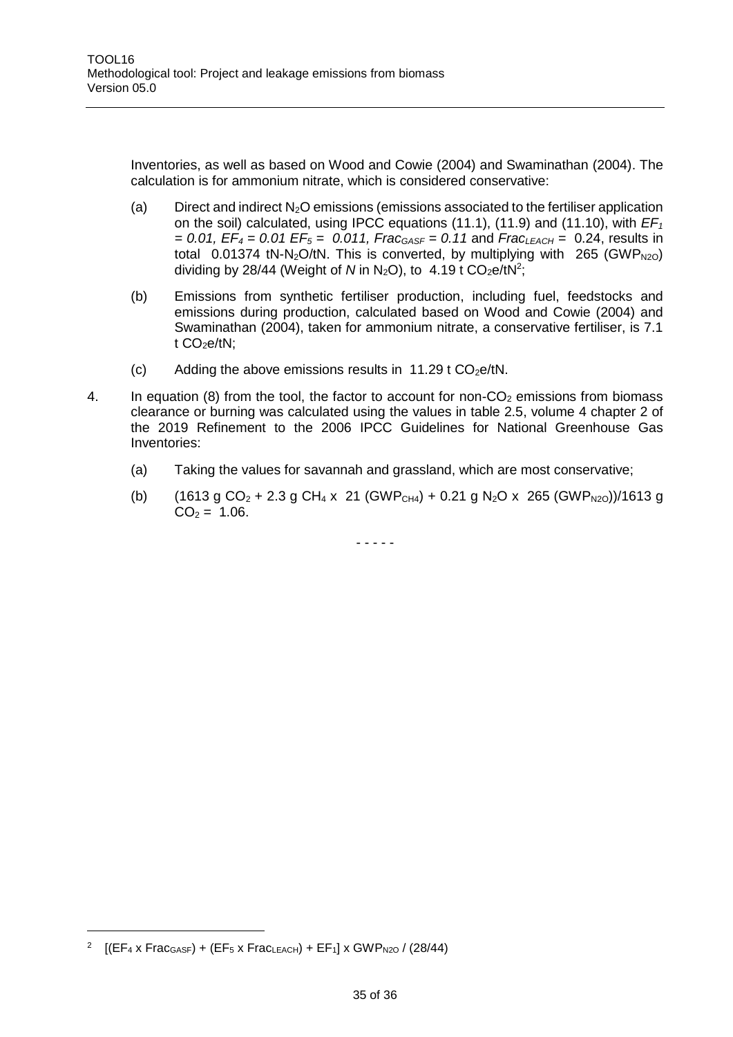Inventories, as well as based on Wood and Cowie (2004) and Swaminathan (2004). The calculation is for ammonium nitrate, which is considered conservative:

(a) Direct and indirect $N_2O$ emissions (emissions associated to the fertiliser application on the soil) calculated, using IPCC equations (11.1), (11.9) and (11.10), with $EF_1 = 0.01$, $EF_4 = 0.01$ $EF_5 = 0.011$, $Frac_{GASF} = 0.11$ and $Frac_{LEACH} = 0.24$, results in total 0.01374 tN-$N_2O$/tN. This is converted, by multiplying with 265 ($GWP_{N2O}$) dividing by 28/44 (Weight of *N* in $N_2O$), to 4.19 t $CO_2$e/tN[2];

(b) Emissions from synthetic fertiliser production, including fuel, feedstocks and emissions during production, calculated based on Wood and Cowie (2004) and Swaminathan (2004), taken for ammonium nitrate, a conservative fertiliser, is 7.1 t $CO_2$e/tN;

(c) Adding the above emissions results in 11.29 t $CO_2$e/tN.

4. In equation (8) from the tool, the factor to account for non-$CO_2$ emissions from biomass clearance or burning was calculated using the values in table 2.5, volume 4 chapter 2 of the 2019 Refinement to the 2006 IPCC Guidelines for National Greenhouse Gas Inventories:

   (a) Taking the values for savannah and grassland, which are most conservative;

   (b) (1613 g $CO_2$ + 2.3 g $CH_4$ x 21 ($GWP_{CH4}$) + 0.21 g $N_2O$ x 265 ($GWP_{N2O}$))/1613 g $CO_2$ = 1.06.

- - - - -

---

[2] $[(EF_4 \times Frac_{GASF}) + (EF_5 \times Frac_{LEACH}) + EF_1] \times GWP_{N2O} / (28/44)$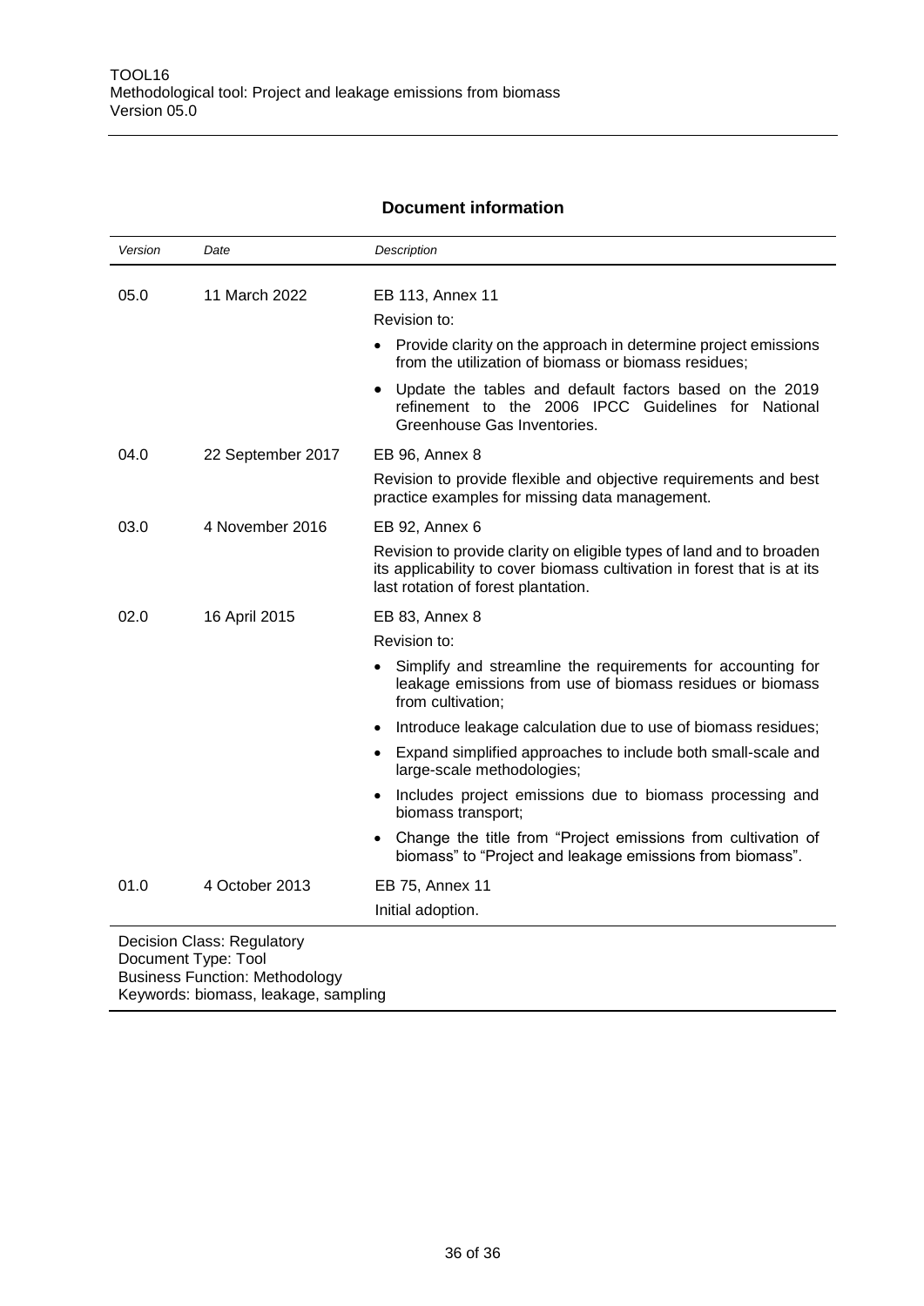## Document information

| *Version* | *Date* | *Description* |
|---|---|---|
| 05.0 | 11 March 2022 | EB 113, Annex 11<br>Revision to:<br>• Provide clarity on the approach in determine project emissions from the utilization of biomass or biomass residues;<br>• Update the tables and default factors based on the 2019 refinement to the 2006 IPCC Guidelines for National Greenhouse Gas Inventories. |
| 04.0 | 22 September 2017 | EB 96, Annex 8<br>Revision to provide flexible and objective requirements and best practice examples for missing data management. |
| 03.0 | 4 November 2016 | EB 92, Annex 6<br>Revision to provide clarity on eligible types of land and to broaden its applicability to cover biomass cultivation in forest that is at its last rotation of forest plantation. |
| 02.0 | 16 April 2015 | EB 83, Annex 8<br>Revision to:<br>• Simplify and streamline the requirements for accounting for leakage emissions from use of biomass residues or biomass from cultivation;<br>• Introduce leakage calculation due to use of biomass residues;<br>• Expand simplified approaches to include both small-scale and large-scale methodologies;<br>• Includes project emissions due to biomass processing and biomass transport;<br>• Change the title from "Project emissions from cultivation of biomass" to "Project and leakage emissions from biomass". |
| 01.0 | 4 October 2013 | EB 75, Annex 11<br>Initial adoption. |

Decision Class: Regulatory
Document Type: Tool
Business Function: Methodology
Keywords: biomass, leakage, sampling